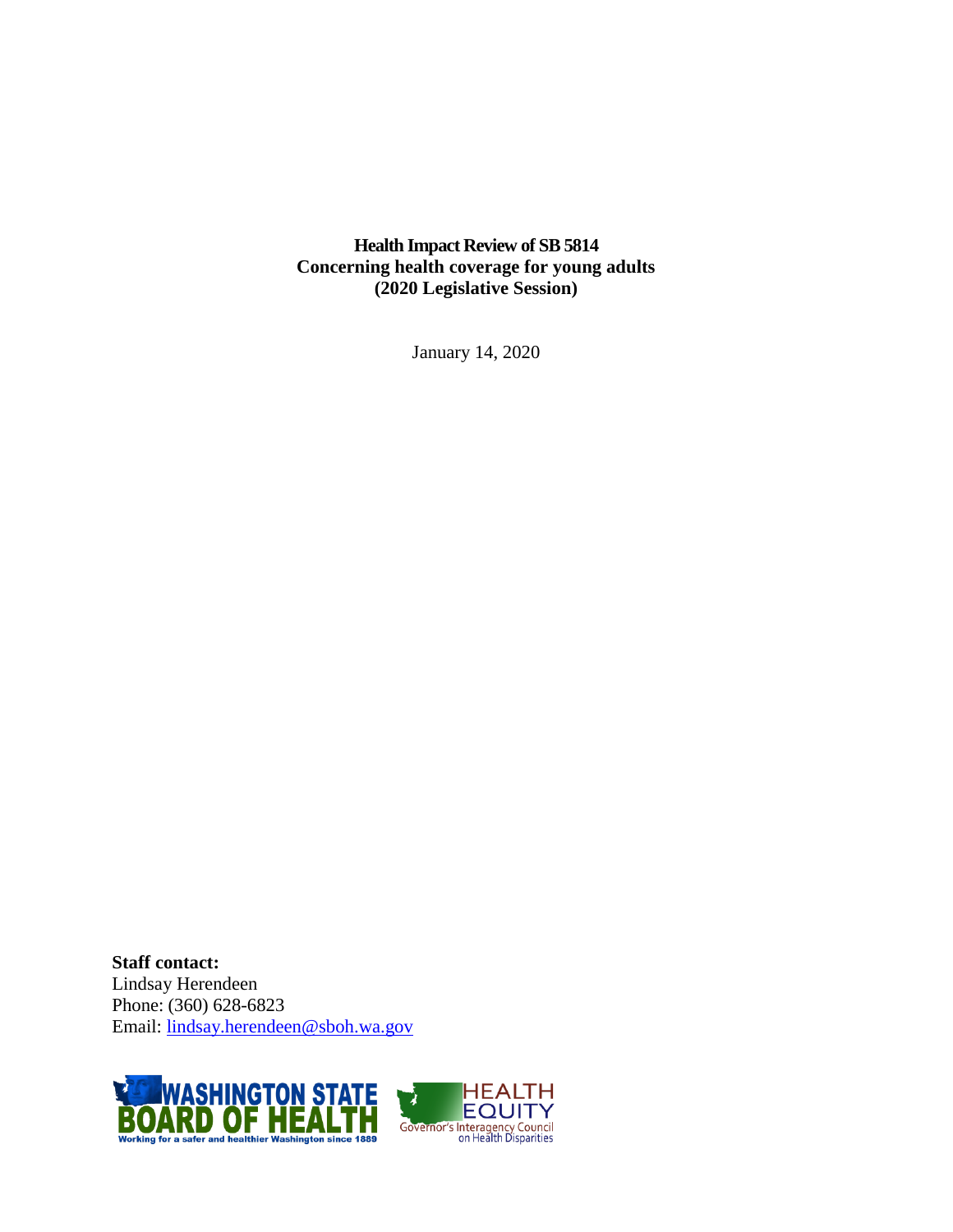**Health Impact Review of SB 5814**
**Concerning health coverage for young adults**
**(2020 Legislative Session)**

January 14, 2020

**Staff contact:**
Lindsay Herendeen
Phone: (360) 628-6823
Email: lindsay.herendeen@sboh.wa.gov

WASHINGTON STATE BOARD OF HEALTH
Working for a safer and healthier Washington since 1889

HEALTH EQUITY
Governor's Interagency Council on Health Disparities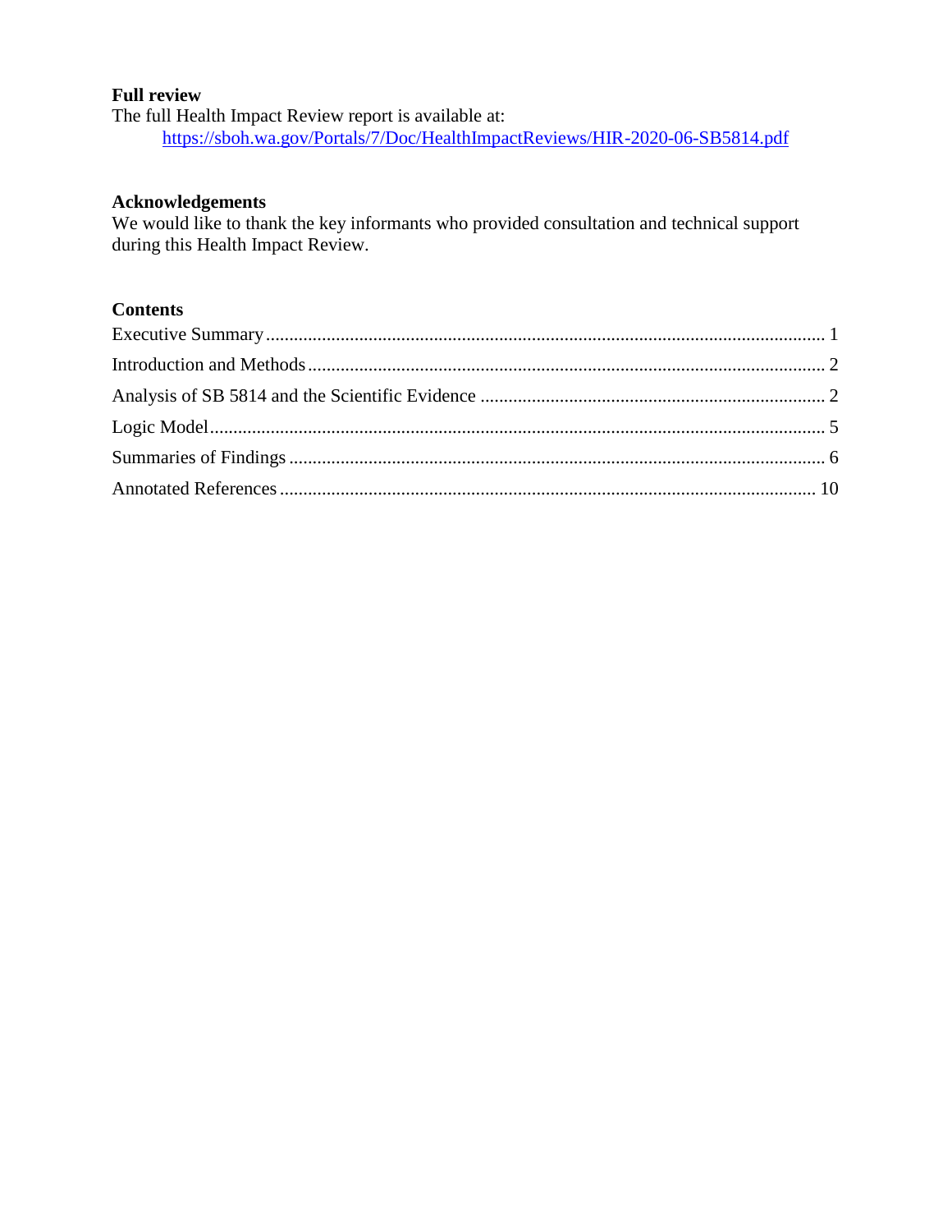**Full review**

The full Health Impact Review report is available at:

[https://sboh.wa.gov/Portals/7/Doc/HealthImpactReviews/HIR-2020-06-SB5814.pdf](https://sboh.wa.gov/Portals/7/Doc/HealthImpactReviews/HIR-2020-06-SB5814.pdf)

**Acknowledgements**

We would like to thank the key informants who provided consultation and technical support during this Health Impact Review.

**Contents**

Executive Summary ........................................................ 1

Introduction and Methods ................................................ 2

Analysis of SB 5814 and the Scientific Evidence ................... 2

Logic Model ................................................................... 5

Summaries of Findings .................................................... 6

Annotated References ..................................................... 10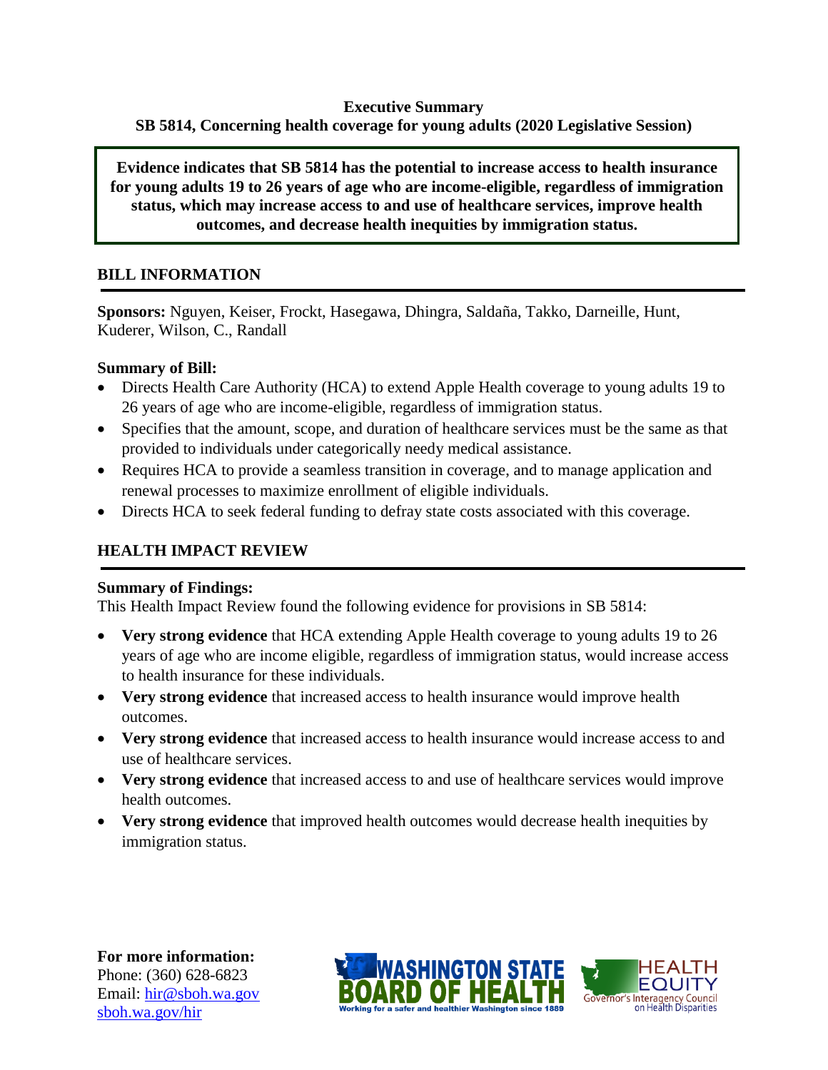**Executive Summary**

**SB 5814, Concerning health coverage for young adults (2020 Legislative Session)**

**Evidence indicates that SB 5814 has the potential to increase access to health insurance for young adults 19 to 26 years of age who are income-eligible, regardless of immigration status, which may increase access to and use of healthcare services, improve health outcomes, and decrease health inequities by immigration status.**

## BILL INFORMATION

**Sponsors:** Nguyen, Keiser, Frockt, Hasegawa, Dhingra, Saldaña, Takko, Darneille, Hunt, Kuderer, Wilson, C., Randall

**Summary of Bill:**

- Directs Health Care Authority (HCA) to extend Apple Health coverage to young adults 19 to 26 years of age who are income-eligible, regardless of immigration status.
- Specifies that the amount, scope, and duration of healthcare services must be the same as that provided to individuals under categorically needy medical assistance.
- Requires HCA to provide a seamless transition in coverage, and to manage application and renewal processes to maximize enrollment of eligible individuals.
- Directs HCA to seek federal funding to defray state costs associated with this coverage.

## HEALTH IMPACT REVIEW

**Summary of Findings:**

This Health Impact Review found the following evidence for provisions in SB 5814:

- **Very strong evidence** that HCA extending Apple Health coverage to young adults 19 to 26 years of age who are income eligible, regardless of immigration status, would increase access to health insurance for these individuals.
- **Very strong evidence** that increased access to health insurance would improve health outcomes.
- **Very strong evidence** that increased access to health insurance would increase access to and use of healthcare services.
- **Very strong evidence** that increased access to and use of healthcare services would improve health outcomes.
- **Very strong evidence** that improved health outcomes would decrease health inequities by immigration status.

**For more information:**
Phone: (360) 628-6823
Email: hir@sboh.wa.gov
sboh.wa.gov/hir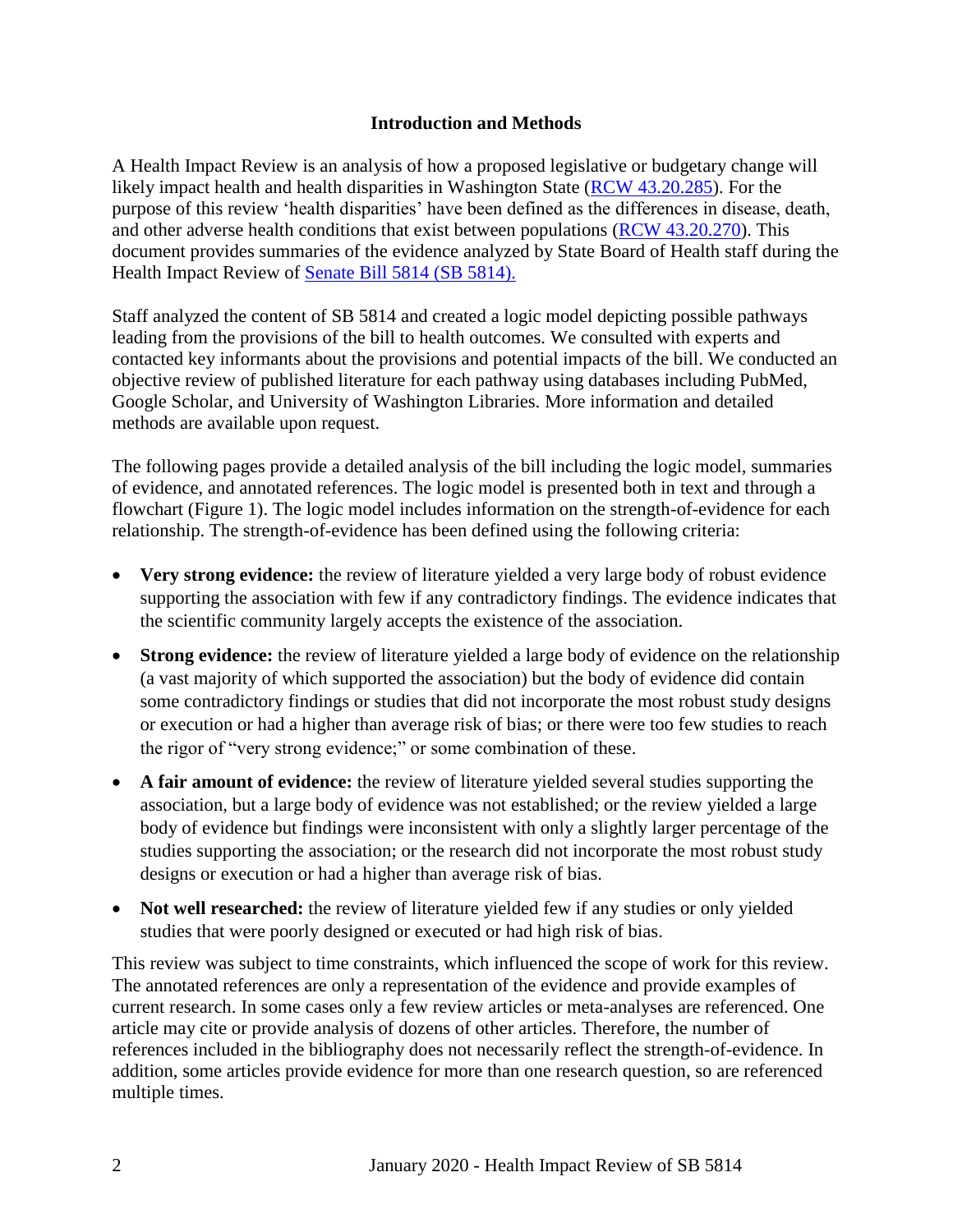# Introduction and Methods

A Health Impact Review is an analysis of how a proposed legislative or budgetary change will likely impact health and health disparities in Washington State (RCW 43.20.285). For the purpose of this review 'health disparities' have been defined as the differences in disease, death, and other adverse health conditions that exist between populations (RCW 43.20.270). This document provides summaries of the evidence analyzed by State Board of Health staff during the Health Impact Review of Senate Bill 5814 (SB 5814).

Staff analyzed the content of SB 5814 and created a logic model depicting possible pathways leading from the provisions of the bill to health outcomes. We consulted with experts and contacted key informants about the provisions and potential impacts of the bill. We conducted an objective review of published literature for each pathway using databases including PubMed, Google Scholar, and University of Washington Libraries. More information and detailed methods are available upon request.

The following pages provide a detailed analysis of the bill including the logic model, summaries of evidence, and annotated references. The logic model is presented both in text and through a flowchart (Figure 1). The logic model includes information on the strength-of-evidence for each relationship. The strength-of-evidence has been defined using the following criteria:

- **Very strong evidence:** the review of literature yielded a very large body of robust evidence supporting the association with few if any contradictory findings. The evidence indicates that the scientific community largely accepts the existence of the association.
- **Strong evidence:** the review of literature yielded a large body of evidence on the relationship (a vast majority of which supported the association) but the body of evidence did contain some contradictory findings or studies that did not incorporate the most robust study designs or execution or had a higher than average risk of bias; or there were too few studies to reach the rigor of "very strong evidence;" or some combination of these.
- **A fair amount of evidence:** the review of literature yielded several studies supporting the association, but a large body of evidence was not established; or the review yielded a large body of evidence but findings were inconsistent with only a slightly larger percentage of the studies supporting the association; or the research did not incorporate the most robust study designs or execution or had a higher than average risk of bias.
- **Not well researched:** the review of literature yielded few if any studies or only yielded studies that were poorly designed or executed or had high risk of bias.

This review was subject to time constraints, which influenced the scope of work for this review. The annotated references are only a representation of the evidence and provide examples of current research. In some cases only a few review articles or meta-analyses are referenced. One article may cite or provide analysis of dozens of other articles. Therefore, the number of references included in the bibliography does not necessarily reflect the strength-of-evidence. In addition, some articles provide evidence for more than one research question, so are referenced multiple times.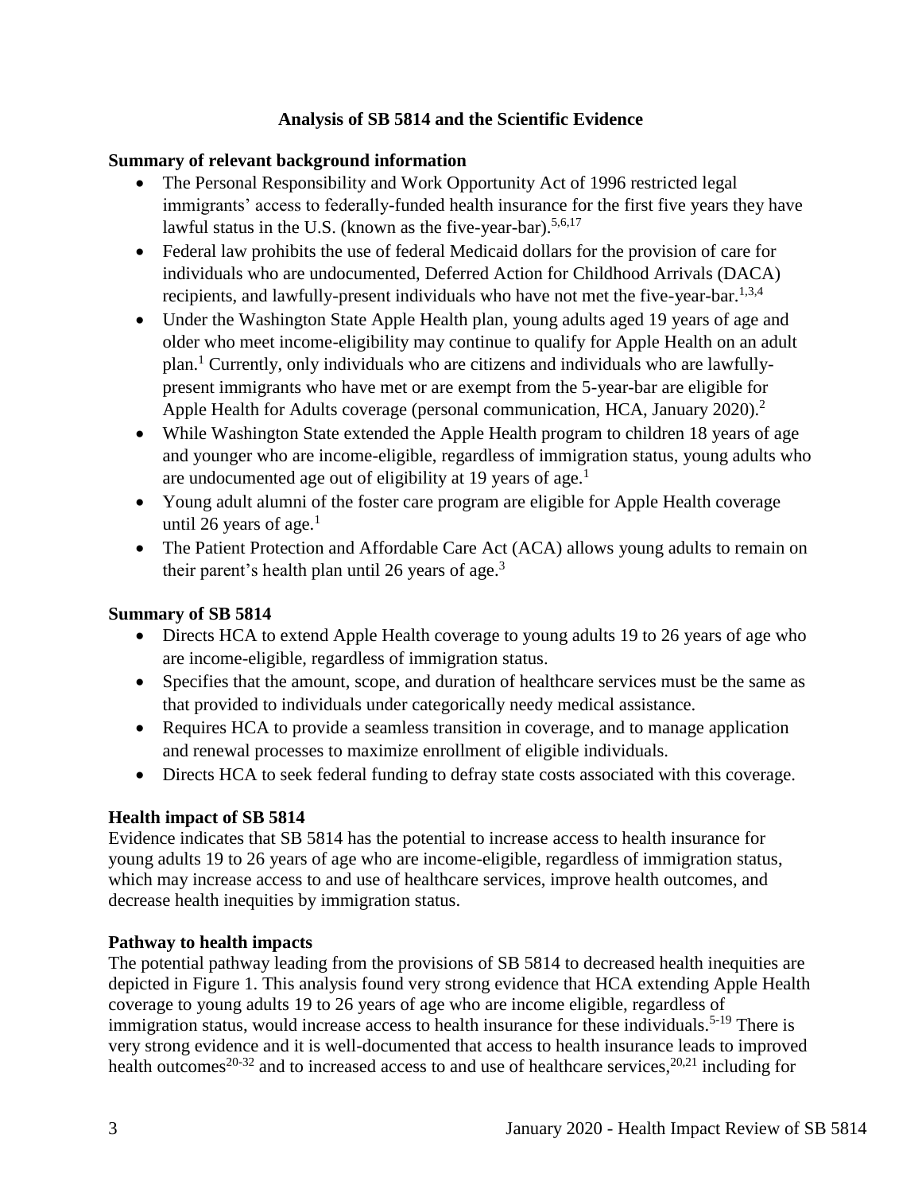## Analysis of SB 5814 and the Scientific Evidence

### Summary of relevant background information

- The Personal Responsibility and Work Opportunity Act of 1996 restricted legal immigrants' access to federally-funded health insurance for the first five years they have lawful status in the U.S. (known as the five-year-bar).[5,6,17]
- Federal law prohibits the use of federal Medicaid dollars for the provision of care for individuals who are undocumented, Deferred Action for Childhood Arrivals (DACA) recipients, and lawfully-present individuals who have not met the five-year-bar.[1,3,4]
- Under the Washington State Apple Health plan, young adults aged 19 years of age and older who meet income-eligibility may continue to qualify for Apple Health on an adult plan.[1] Currently, only individuals who are citizens and individuals who are lawfully-present immigrants who have met or are exempt from the 5-year-bar are eligible for Apple Health for Adults coverage (personal communication, HCA, January 2020).[2]
- While Washington State extended the Apple Health program to children 18 years of age and younger who are income-eligible, regardless of immigration status, young adults who are undocumented age out of eligibility at 19 years of age.[1]
- Young adult alumni of the foster care program are eligible for Apple Health coverage until 26 years of age.[1]
- The Patient Protection and Affordable Care Act (ACA) allows young adults to remain on their parent's health plan until 26 years of age.[3]

### Summary of SB 5814

- Directs HCA to extend Apple Health coverage to young adults 19 to 26 years of age who are income-eligible, regardless of immigration status.
- Specifies that the amount, scope, and duration of healthcare services must be the same as that provided to individuals under categorically needy medical assistance.
- Requires HCA to provide a seamless transition in coverage, and to manage application and renewal processes to maximize enrollment of eligible individuals.
- Directs HCA to seek federal funding to defray state costs associated with this coverage.

### Health impact of SB 5814

Evidence indicates that SB 5814 has the potential to increase access to health insurance for young adults 19 to 26 years of age who are income-eligible, regardless of immigration status, which may increase access to and use of healthcare services, improve health outcomes, and decrease health inequities by immigration status.

### Pathway to health impacts

The potential pathway leading from the provisions of SB 5814 to decreased health inequities are depicted in Figure 1. This analysis found very strong evidence that HCA extending Apple Health coverage to young adults 19 to 26 years of age who are income eligible, regardless of immigration status, would increase access to health insurance for these individuals.[5-19] There is very strong evidence and it is well-documented that access to health insurance leads to improved health outcomes[20-32] and to increased access to and use of healthcare services,[20,21] including for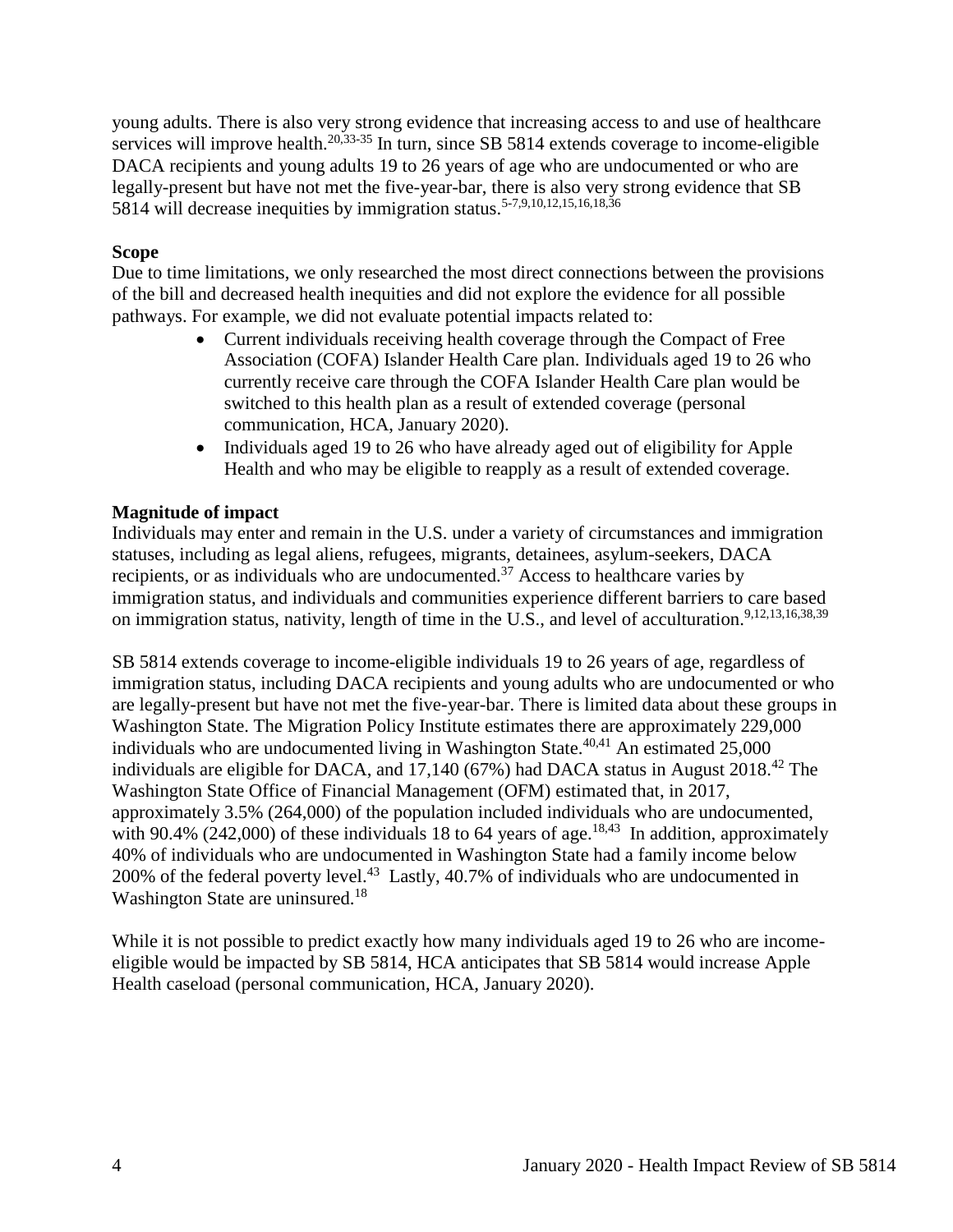young adults. There is also very strong evidence that increasing access to and use of healthcare services will improve health.[20,33-35] In turn, since SB 5814 extends coverage to income-eligible DACA recipients and young adults 19 to 26 years of age who are undocumented or who are legally-present but have not met the five-year-bar, there is also very strong evidence that SB 5814 will decrease inequities by immigration status.[5-7,9,10,12,15,16,18,36]

**Scope**

Due to time limitations, we only researched the most direct connections between the provisions of the bill and decreased health inequities and did not explore the evidence for all possible pathways. For example, we did not evaluate potential impacts related to:

- Current individuals receiving health coverage through the Compact of Free Association (COFA) Islander Health Care plan. Individuals aged 19 to 26 who currently receive care through the COFA Islander Health Care plan would be switched to this health plan as a result of extended coverage (personal communication, HCA, January 2020).
- Individuals aged 19 to 26 who have already aged out of eligibility for Apple Health and who may be eligible to reapply as a result of extended coverage.

**Magnitude of impact**

Individuals may enter and remain in the U.S. under a variety of circumstances and immigration statuses, including as legal aliens, refugees, migrants, detainees, asylum-seekers, DACA recipients, or as individuals who are undocumented.[37] Access to healthcare varies by immigration status, and individuals and communities experience different barriers to care based on immigration status, nativity, length of time in the U.S., and level of acculturation.[9,12,13,16,38,39]

SB 5814 extends coverage to income-eligible individuals 19 to 26 years of age, regardless of immigration status, including DACA recipients and young adults who are undocumented or who are legally-present but have not met the five-year-bar. There is limited data about these groups in Washington State. The Migration Policy Institute estimates there are approximately 229,000 individuals who are undocumented living in Washington State.[40,41] An estimated 25,000 individuals are eligible for DACA, and 17,140 (67%) had DACA status in August 2018.[42] The Washington State Office of Financial Management (OFM) estimated that, in 2017, approximately 3.5% (264,000) of the population included individuals who are undocumented, with 90.4% (242,000) of these individuals 18 to 64 years of age.[18,43] In addition, approximately 40% of individuals who are undocumented in Washington State had a family income below 200% of the federal poverty level.[43] Lastly, 40.7% of individuals who are undocumented in Washington State are uninsured.[18]

While it is not possible to predict exactly how many individuals aged 19 to 26 who are income-eligible would be impacted by SB 5814, HCA anticipates that SB 5814 would increase Apple Health caseload (personal communication, HCA, January 2020).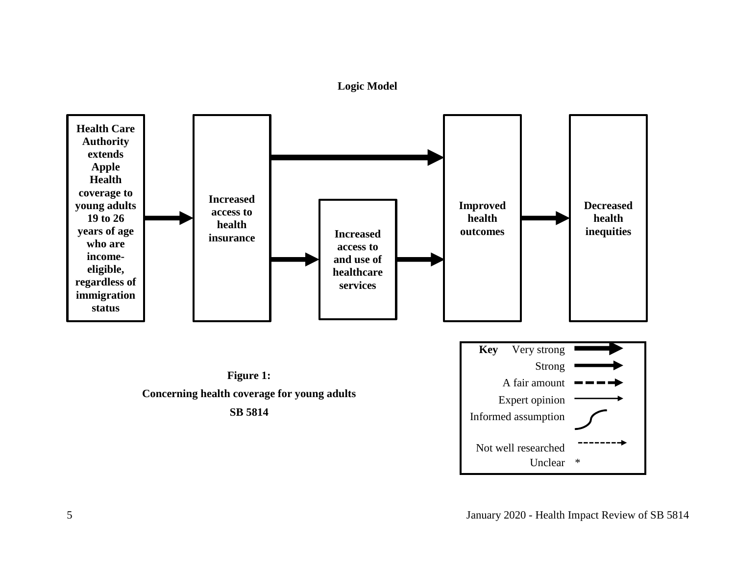**Logic Model**

Health Care Authority extends Apple Health coverage to young adults 19 to 26 years of age who are income-eligible, regardless of immigration status

Increased access to health insurance

Increased access to and use of healthcare services

Improved health outcomes

Decreased health inequities

| Key | |
|---|---|
| Very strong | |
| Strong | |
| A fair amount | |
| Expert opinion | |
| Informed assumption | |
| Not well researched | |
| Unclear | * |

**Figure 1:**

**Concerning health coverage for young adults**

**SB 5814**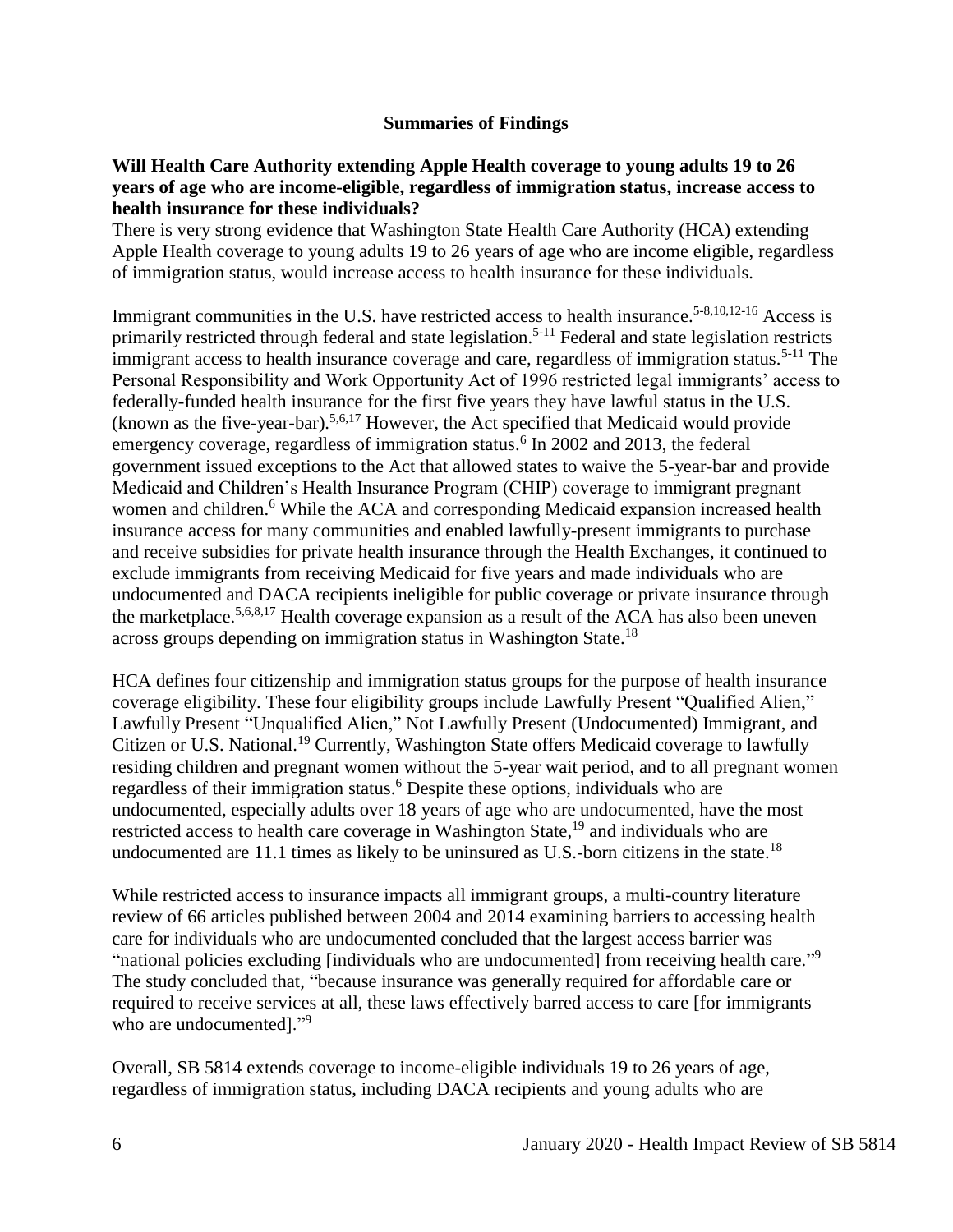## Summaries of Findings

**Will Health Care Authority extending Apple Health coverage to young adults 19 to 26 years of age who are income-eligible, regardless of immigration status, increase access to health insurance for these individuals?**

There is very strong evidence that Washington State Health Care Authority (HCA) extending Apple Health coverage to young adults 19 to 26 years of age who are income eligible, regardless of immigration status, would increase access to health insurance for these individuals.

Immigrant communities in the U.S. have restricted access to health insurance.[5-8,10,12-16] Access is primarily restricted through federal and state legislation.[5-11] Federal and state legislation restricts immigrant access to health insurance coverage and care, regardless of immigration status.[5-11] The Personal Responsibility and Work Opportunity Act of 1996 restricted legal immigrants' access to federally-funded health insurance for the first five years they have lawful status in the U.S. (known as the five-year-bar).[5,6,17] However, the Act specified that Medicaid would provide emergency coverage, regardless of immigration status.[6] In 2002 and 2013, the federal government issued exceptions to the Act that allowed states to waive the 5-year-bar and provide Medicaid and Children's Health Insurance Program (CHIP) coverage to immigrant pregnant women and children.[6] While the ACA and corresponding Medicaid expansion increased health insurance access for many communities and enabled lawfully-present immigrants to purchase and receive subsidies for private health insurance through the Health Exchanges, it continued to exclude immigrants from receiving Medicaid for five years and made individuals who are undocumented and DACA recipients ineligible for public coverage or private insurance through the marketplace.[5,6,8,17] Health coverage expansion as a result of the ACA has also been uneven across groups depending on immigration status in Washington State.[18]

HCA defines four citizenship and immigration status groups for the purpose of health insurance coverage eligibility. These four eligibility groups include Lawfully Present "Qualified Alien," Lawfully Present "Unqualified Alien," Not Lawfully Present (Undocumented) Immigrant, and Citizen or U.S. National.[19] Currently, Washington State offers Medicaid coverage to lawfully residing children and pregnant women without the 5-year wait period, and to all pregnant women regardless of their immigration status.[6] Despite these options, individuals who are undocumented, especially adults over 18 years of age who are undocumented, have the most restricted access to health care coverage in Washington State,[19] and individuals who are undocumented are 11.1 times as likely to be uninsured as U.S.-born citizens in the state.[18]

While restricted access to insurance impacts all immigrant groups, a multi-country literature review of 66 articles published between 2004 and 2014 examining barriers to accessing health care for individuals who are undocumented concluded that the largest access barrier was "national policies excluding [individuals who are undocumented] from receiving health care."[9] The study concluded that, "because insurance was generally required for affordable care or required to receive services at all, these laws effectively barred access to care [for immigrants who are undocumented]."[9]

Overall, SB 5814 extends coverage to income-eligible individuals 19 to 26 years of age, regardless of immigration status, including DACA recipients and young adults who are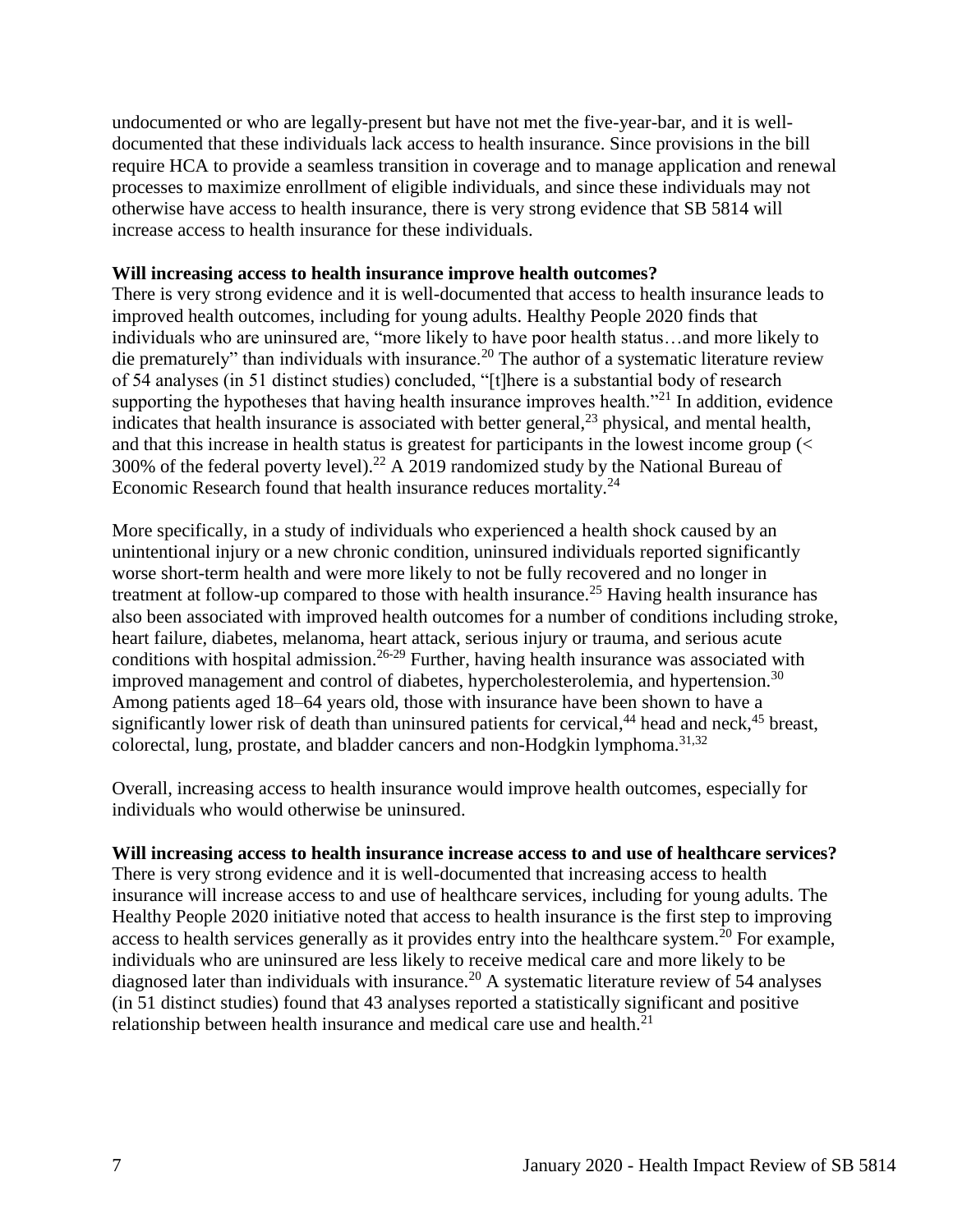undocumented or who are legally-present but have not met the five-year-bar, and it is well-documented that these individuals lack access to health insurance. Since provisions in the bill require HCA to provide a seamless transition in coverage and to manage application and renewal processes to maximize enrollment of eligible individuals, and since these individuals may not otherwise have access to health insurance, there is very strong evidence that SB 5814 will increase access to health insurance for these individuals.

**Will increasing access to health insurance improve health outcomes?**

There is very strong evidence and it is well-documented that access to health insurance leads to improved health outcomes, including for young adults. Healthy People 2020 finds that individuals who are uninsured are, "more likely to have poor health status…and more likely to die prematurely" than individuals with insurance.[20] The author of a systematic literature review of 54 analyses (in 51 distinct studies) concluded, "[t]here is a substantial body of research supporting the hypotheses that having health insurance improves health."[21] In addition, evidence indicates that health insurance is associated with better general,[23] physical, and mental health, and that this increase in health status is greatest for participants in the lowest income group (< 300% of the federal poverty level).[22] A 2019 randomized study by the National Bureau of Economic Research found that health insurance reduces mortality.[24]

More specifically, in a study of individuals who experienced a health shock caused by an unintentional injury or a new chronic condition, uninsured individuals reported significantly worse short-term health and were more likely to not be fully recovered and no longer in treatment at follow-up compared to those with health insurance.[25] Having health insurance has also been associated with improved health outcomes for a number of conditions including stroke, heart failure, diabetes, melanoma, heart attack, serious injury or trauma, and serious acute conditions with hospital admission.[26-29] Further, having health insurance was associated with improved management and control of diabetes, hypercholesterolemia, and hypertension.[30] Among patients aged 18–64 years old, those with insurance have been shown to have a significantly lower risk of death than uninsured patients for cervical,[44] head and neck,[45] breast, colorectal, lung, prostate, and bladder cancers and non-Hodgkin lymphoma.[31,32]

Overall, increasing access to health insurance would improve health outcomes, especially for individuals who would otherwise be uninsured.

**Will increasing access to health insurance increase access to and use of healthcare services?**

There is very strong evidence and it is well-documented that increasing access to health insurance will increase access to and use of healthcare services, including for young adults. The Healthy People 2020 initiative noted that access to health insurance is the first step to improving access to health services generally as it provides entry into the healthcare system.[20] For example, individuals who are uninsured are less likely to receive medical care and more likely to be diagnosed later than individuals with insurance.[20] A systematic literature review of 54 analyses (in 51 distinct studies) found that 43 analyses reported a statistically significant and positive relationship between health insurance and medical care use and health.[21]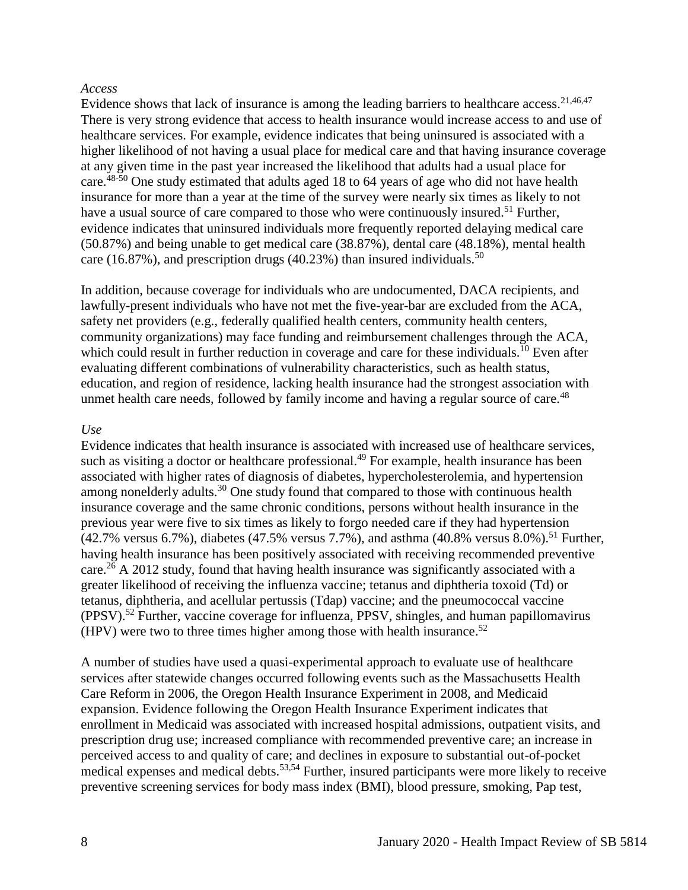*Access*

Evidence shows that lack of insurance is among the leading barriers to healthcare access.[21,46,47] There is very strong evidence that access to health insurance would increase access to and use of healthcare services. For example, evidence indicates that being uninsured is associated with a higher likelihood of not having a usual place for medical care and that having insurance coverage at any given time in the past year increased the likelihood that adults had a usual place for care.[48-50] One study estimated that adults aged 18 to 64 years of age who did not have health insurance for more than a year at the time of the survey were nearly six times as likely to not have a usual source of care compared to those who were continuously insured.[51] Further, evidence indicates that uninsured individuals more frequently reported delaying medical care (50.87%) and being unable to get medical care (38.87%), dental care (48.18%), mental health care (16.87%), and prescription drugs (40.23%) than insured individuals.[50]

In addition, because coverage for individuals who are undocumented, DACA recipients, and lawfully-present individuals who have not met the five-year-bar are excluded from the ACA, safety net providers (e.g., federally qualified health centers, community health centers, community organizations) may face funding and reimbursement challenges through the ACA, which could result in further reduction in coverage and care for these individuals.[10] Even after evaluating different combinations of vulnerability characteristics, such as health status, education, and region of residence, lacking health insurance had the strongest association with unmet health care needs, followed by family income and having a regular source of care.[48]

*Use*

Evidence indicates that health insurance is associated with increased use of healthcare services, such as visiting a doctor or healthcare professional.[49] For example, health insurance has been associated with higher rates of diagnosis of diabetes, hypercholesterolemia, and hypertension among nonelderly adults.[30] One study found that compared to those with continuous health insurance coverage and the same chronic conditions, persons without health insurance in the previous year were five to six times as likely to forgo needed care if they had hypertension (42.7% versus 6.7%), diabetes (47.5% versus 7.7%), and asthma (40.8% versus 8.0%).[51] Further, having health insurance has been positively associated with receiving recommended preventive care.[26] A 2012 study, found that having health insurance was significantly associated with a greater likelihood of receiving the influenza vaccine; tetanus and diphtheria toxoid (Td) or tetanus, diphtheria, and acellular pertussis (Tdap) vaccine; and the pneumococcal vaccine (PPSV).[52] Further, vaccine coverage for influenza, PPSV, shingles, and human papillomavirus (HPV) were two to three times higher among those with health insurance.[52]

A number of studies have used a quasi-experimental approach to evaluate use of healthcare services after statewide changes occurred following events such as the Massachusetts Health Care Reform in 2006, the Oregon Health Insurance Experiment in 2008, and Medicaid expansion. Evidence following the Oregon Health Insurance Experiment indicates that enrollment in Medicaid was associated with increased hospital admissions, outpatient visits, and prescription drug use; increased compliance with recommended preventive care; an increase in perceived access to and quality of care; and declines in exposure to substantial out-of-pocket medical expenses and medical debts.[53,54] Further, insured participants were more likely to receive preventive screening services for body mass index (BMI), blood pressure, smoking, Pap test,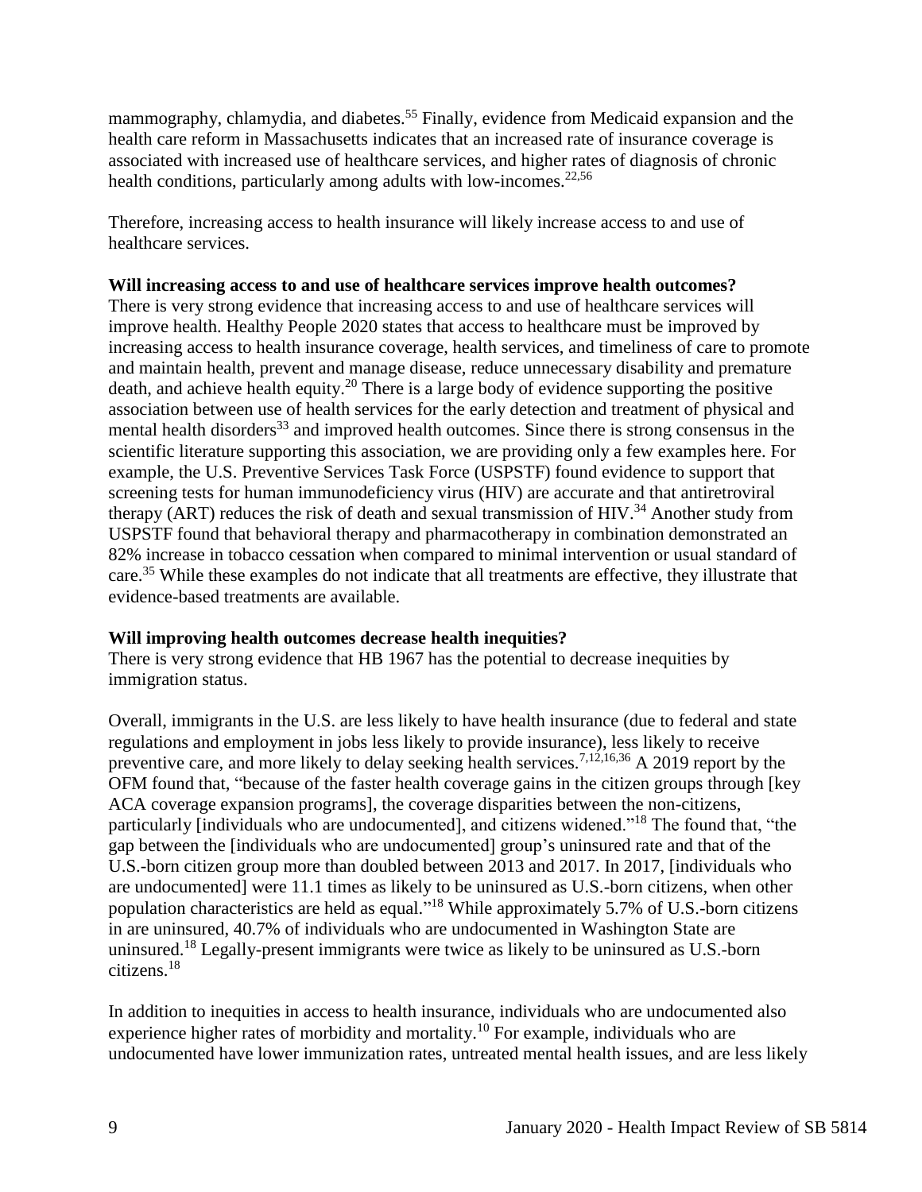mammography, chlamydia, and diabetes.[55] Finally, evidence from Medicaid expansion and the health care reform in Massachusetts indicates that an increased rate of insurance coverage is associated with increased use of healthcare services, and higher rates of diagnosis of chronic health conditions, particularly among adults with low-incomes.[22,56]

Therefore, increasing access to health insurance will likely increase access to and use of healthcare services.

**Will increasing access to and use of healthcare services improve health outcomes?**

There is very strong evidence that increasing access to and use of healthcare services will improve health. Healthy People 2020 states that access to healthcare must be improved by increasing access to health insurance coverage, health services, and timeliness of care to promote and maintain health, prevent and manage disease, reduce unnecessary disability and premature death, and achieve health equity.[20] There is a large body of evidence supporting the positive association between use of health services for the early detection and treatment of physical and mental health disorders[33] and improved health outcomes. Since there is strong consensus in the scientific literature supporting this association, we are providing only a few examples here. For example, the U.S. Preventive Services Task Force (USPSTF) found evidence to support that screening tests for human immunodeficiency virus (HIV) are accurate and that antiretroviral therapy (ART) reduces the risk of death and sexual transmission of HIV.[34] Another study from USPSTF found that behavioral therapy and pharmacotherapy in combination demonstrated an 82% increase in tobacco cessation when compared to minimal intervention or usual standard of care.[35] While these examples do not indicate that all treatments are effective, they illustrate that evidence-based treatments are available.

**Will improving health outcomes decrease health inequities?**

There is very strong evidence that HB 1967 has the potential to decrease inequities by immigration status.

Overall, immigrants in the U.S. are less likely to have health insurance (due to federal and state regulations and employment in jobs less likely to provide insurance), less likely to receive preventive care, and more likely to delay seeking health services.[7,12,16,36] A 2019 report by the OFM found that, "because of the faster health coverage gains in the citizen groups through [key ACA coverage expansion programs], the coverage disparities between the non-citizens, particularly [individuals who are undocumented], and citizens widened."[18] The found that, "the gap between the [individuals who are undocumented] group's uninsured rate and that of the U.S.-born citizen group more than doubled between 2013 and 2017. In 2017, [individuals who are undocumented] were 11.1 times as likely to be uninsured as U.S.-born citizens, when other population characteristics are held as equal."[18] While approximately 5.7% of U.S.-born citizens in are uninsured, 40.7% of individuals who are undocumented in Washington State are uninsured.[18] Legally-present immigrants were twice as likely to be uninsured as U.S.-born citizens.[18]

In addition to inequities in access to health insurance, individuals who are undocumented also experience higher rates of morbidity and mortality.[10] For example, individuals who are undocumented have lower immunization rates, untreated mental health issues, and are less likely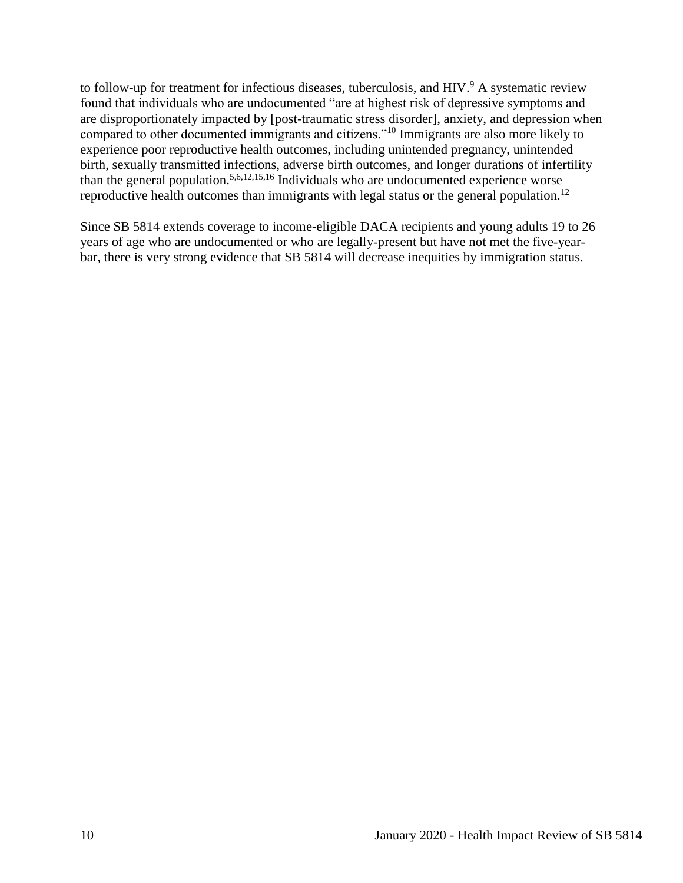to follow-up for treatment for infectious diseases, tuberculosis, and HIV.[9] A systematic review found that individuals who are undocumented "are at highest risk of depressive symptoms and are disproportionately impacted by [post-traumatic stress disorder], anxiety, and depression when compared to other documented immigrants and citizens."[10] Immigrants are also more likely to experience poor reproductive health outcomes, including unintended pregnancy, unintended birth, sexually transmitted infections, adverse birth outcomes, and longer durations of infertility than the general population.[5,6,12,15,16] Individuals who are undocumented experience worse reproductive health outcomes than immigrants with legal status or the general population.[12]

Since SB 5814 extends coverage to income-eligible DACA recipients and young adults 19 to 26 years of age who are undocumented or who are legally-present but have not met the five-year-bar, there is very strong evidence that SB 5814 will decrease inequities by immigration status.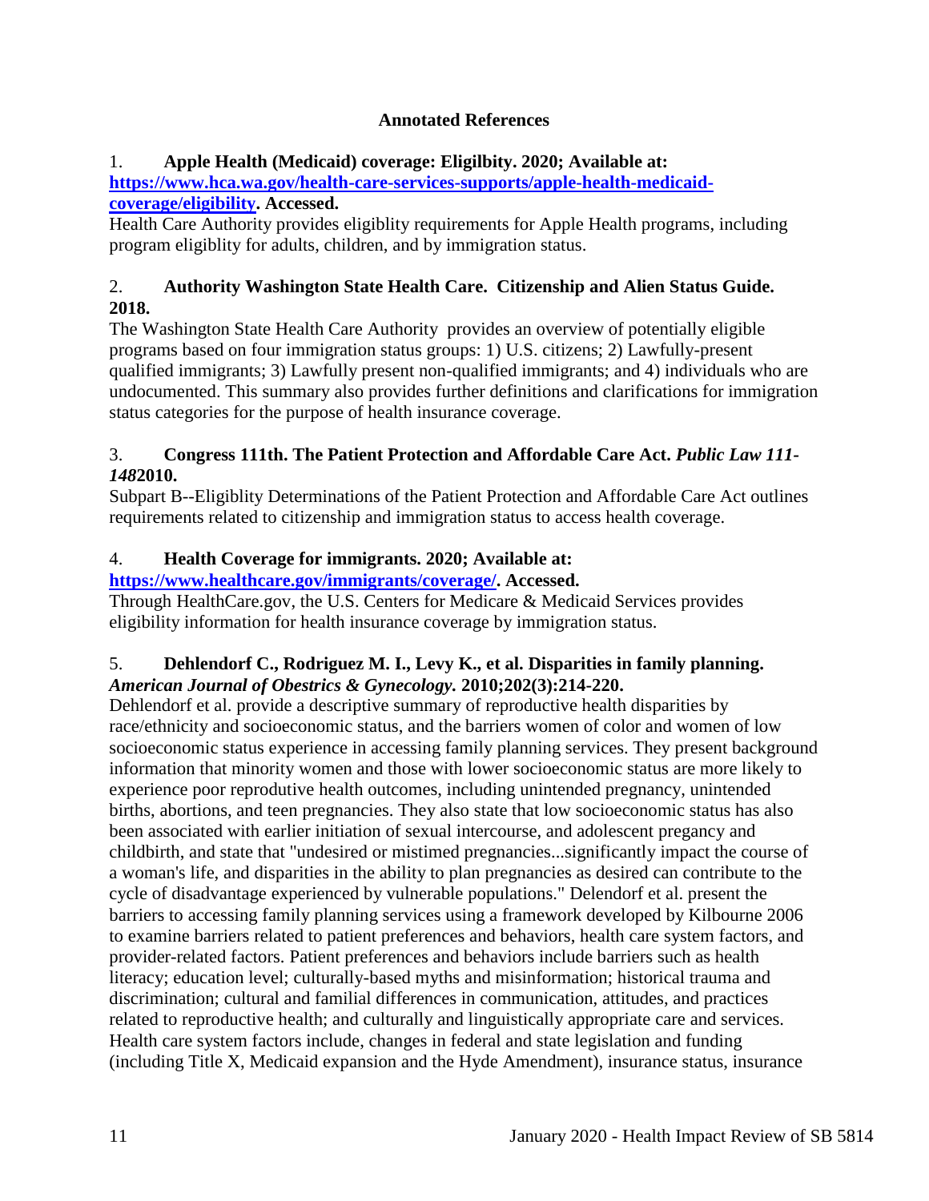**Annotated References**

1. **Apple Health (Medicaid) coverage: Eligilbity. 2020; Available at: [https://www.hca.wa.gov/health-care-services-supports/apple-health-medicaid-coverage/eligibility](https://www.hca.wa.gov/health-care-services-supports/apple-health-medicaid-coverage/eligibility). Accessed.**
Health Care Authority provides eligiblity requirements for Apple Health programs, including program eligiblity for adults, children, and by immigration status.

2. **Authority Washington State Health Care. Citizenship and Alien Status Guide. 2018.**
The Washington State Health Care Authority provides an overview of potentially eligible programs based on four immigration status groups: 1) U.S. citizens; 2) Lawfully-present qualified immigrants; 3) Lawfully present non-qualified immigrants; and 4) individuals who are undocumented. This summary also provides further definitions and clarifications for immigration status categories for the purpose of health insurance coverage.

3. **Congress 111th. The Patient Protection and Affordable Care Act. *Public Law 111-148*2010.**
Subpart B--Eligiblity Determinations of the Patient Protection and Affordable Care Act outlines requirements related to citizenship and immigration status to access health coverage.

4. **Health Coverage for immigrants. 2020; Available at: [https://www.healthcare.gov/immigrants/coverage/](https://www.healthcare.gov/immigrants/coverage/). Accessed.**
Through HealthCare.gov, the U.S. Centers for Medicare & Medicaid Services provides eligibility information for health insurance coverage by immigration status.

5. **Dehlendorf C., Rodriguez M. I., Levy K., et al. Disparities in family planning. *American Journal of Obestrics & Gynecology.* 2010;202(3):214-220.**
Dehlendorf et al. provide a descriptive summary of reproductive health disparities by race/ethnicity and socioeconomic status, and the barriers women of color and women of low socioeconomic status experience in accessing family planning services. They present background information that minority women and those with lower socioeconomic status are more likely to experience poor reproductive health outcomes, including unintended pregnancy, unintended births, abortions, and teen pregnancies. They also state that low socioeconomic status has also been associated with earlier initiation of sexual intercourse, and adolescent pregancy and childbirth, and state that "undesired or mistimed pregnancies...significantly impact the course of a woman's life, and disparities in the ability to plan pregnancies as desired can contribute to the cycle of disadvantage experienced by vulnerable populations." Delendorf et al. present the barriers to accessing family planning services using a framework developed by Kilbourne 2006 to examine barriers related to patient preferences and behaviors, health care system factors, and provider-related factors. Patient preferences and behaviors include barriers such as health literacy; education level; culturally-based myths and misinformation; historical trauma and discrimination; cultural and familial differences in communication, attitudes, and practices related to reproductive health; and culturally and linguistically appropriate care and services. Health care system factors include, changes in federal and state legislation and funding (including Title X, Medicaid expansion and the Hyde Amendment), insurance status, insurance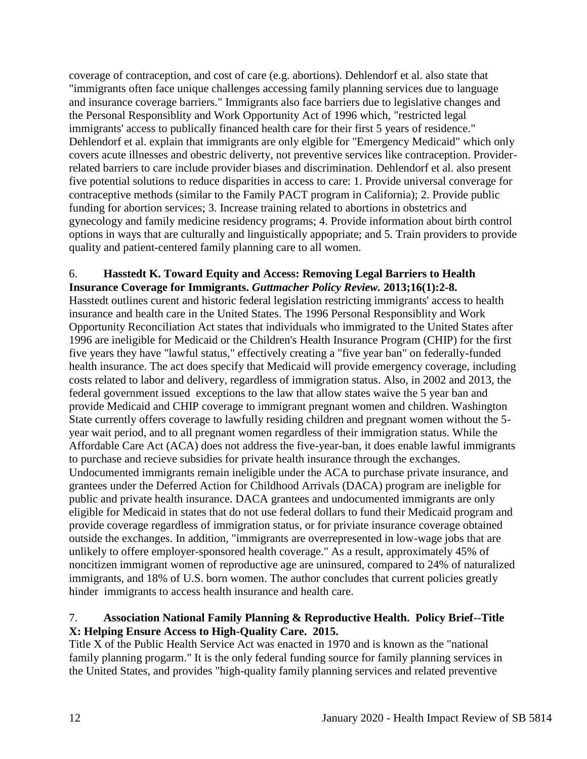coverage of contraception, and cost of care (e.g. abortions). Dehlendorf et al. also state that "immigrants often face unique challenges accessing family planning services due to language and insurance coverage barriers." Immigrants also face barriers due to legislative changes and the Personal Responsiblity and Work Opportunity Act of 1996 which, "restricted legal immigrants' access to publically financed health care for their first 5 years of residence." Dehlendorf et al. explain that immigrants are only elgible for "Emergency Medicaid" which only covers acute illnesses and obestric deliverty, not preventive services like contraception. Provider-related barriers to care include provider biases and discrimination. Dehlendorf et al. also present five potential solutions to reduce disparities in access to care: 1. Provide universal converage for contraceptive methods (similar to the Family PACT program in California); 2. Provide public funding for abortion services; 3. Increase training related to abortions in obstetrics and gynecology and family medicine residency programs; 4. Provide information about birth control options in ways that are culturally and linguistically appopriate; and 5. Train providers to provide quality and patient-centered family planning care to all women.

6. **Hasstedt K. Toward Equity and Access: Removing Legal Barriers to Health Insurance Coverage for Immigrants. *Guttmacher Policy Review.* 2013;16(1):2-8.**

Hasstedt outlines curent and historic federal legislation restricting immigrants' access to health insurance and health care in the United States. The 1996 Personal Responsiblity and Work Opportunity Reconciliation Act states that individuals who immigrated to the United States after 1996 are ineligible for Medicaid or the Children's Health Insurance Program (CHIP) for the first five years they have "lawful status," effectively creating a "five year ban" on federally-funded health insurance. The act does specify that Medicaid will provide emergency coverage, including costs related to labor and delivery, regardless of immigration status. Also, in 2002 and 2013, the federal government issued exceptions to the law that allow states waive the 5 year ban and provide Medicaid and CHIP coverage to immigrant pregnant women and children. Washington State currently offers coverage to lawfully residing children and pregnant women without the 5-year wait period, and to all pregnant women regardless of their immigration status. While the Affordable Care Act (ACA) does not address the five-year-ban, it does enable lawful immigrants to purchase and recieve subsidies for private health insurance through the exchanges. Undocumented immigrants remain ineligible under the ACA to purchase private insurance, and grantees under the Deferred Action for Childhood Arrivals (DACA) program are ineligble for public and private health insurance. DACA grantees and undocumented immigrants are only eligible for Medicaid in states that do not use federal dollars to fund their Medicaid program and provide coverage regardless of immigration status, or for priviate insurance coverage obtained outside the exchanges. In addition, "immigrants are overrepresented in low-wage jobs that are unlikely to offere employer-sponsored health coverage." As a result, approximately 45% of noncitizen immigrant women of reproductive age are uninsured, compared to 24% of naturalized immigrants, and 18% of U.S. born women. The author concludes that current policies greatly hinder immigrants to access health insurance and health care.

7. **Association National Family Planning & Reproductive Health. Policy Brief--Title X: Helping Ensure Access to High-Quality Care. 2015.**

Title X of the Public Health Service Act was enacted in 1970 and is known as the "national family planning progarm." It is the only federal funding source for family planning services in the United States, and provides "high-quality family planning services and related preventive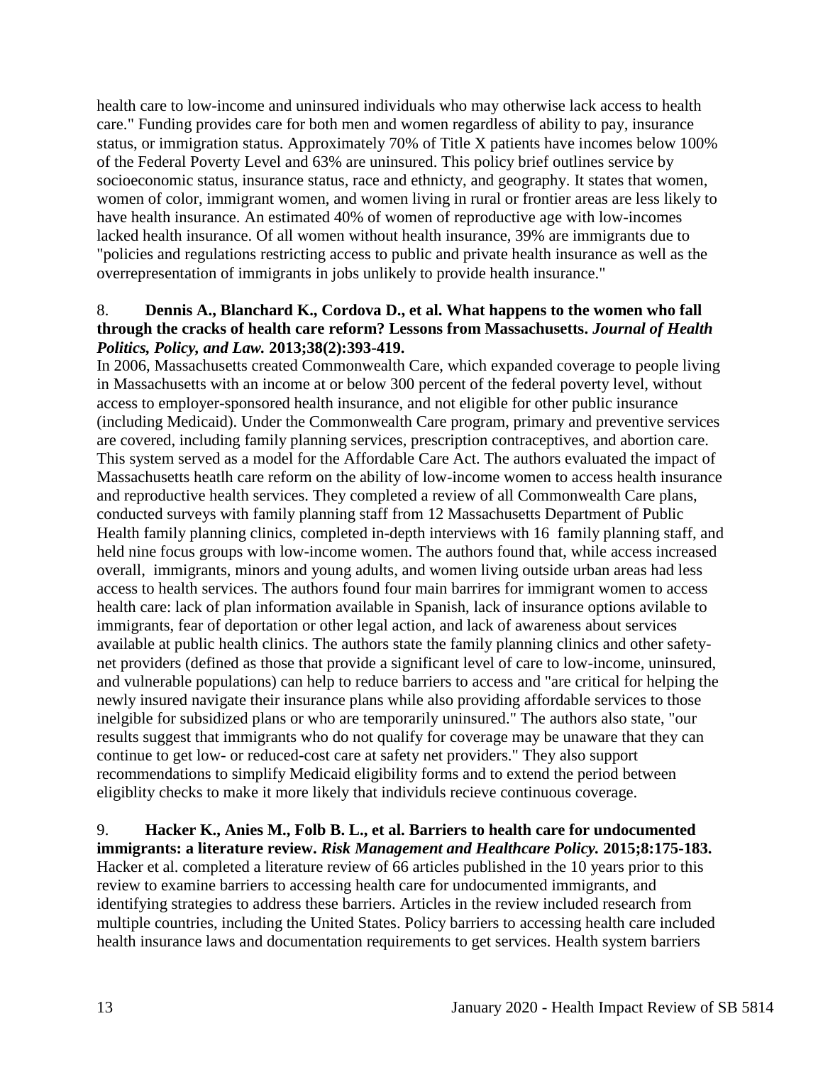health care to low-income and uninsured individuals who may otherwise lack access to health care." Funding provides care for both men and women regardless of ability to pay, insurance status, or immigration status. Approximately 70% of Title X patients have incomes below 100% of the Federal Poverty Level and 63% are uninsured. This policy brief outlines service by socioeconomic status, insurance status, race and ethnicty, and geography. It states that women, women of color, immigrant women, and women living in rural or frontier areas are less likely to have health insurance. An estimated 40% of women of reproductive age with low-incomes lacked health insurance. Of all women without health insurance, 39% are immigrants due to "policies and regulations restricting access to public and private health insurance as well as the overrepresentation of immigrants in jobs unlikely to provide health insurance."

8. **Dennis A., Blanchard K., Cordova D., et al. What happens to the women who fall through the cracks of health care reform? Lessons from Massachusetts. *Journal of Health Politics, Policy, and Law.* 2013;38(2):393-419.**

In 2006, Massachusetts created Commonwealth Care, which expanded coverage to people living in Massachusetts with an income at or below 300 percent of the federal poverty level, without access to employer-sponsored health insurance, and not eligible for other public insurance (including Medicaid). Under the Commonwealth Care program, primary and preventive services are covered, including family planning services, prescription contraceptives, and abortion care. This system served as a model for the Affordable Care Act. The authors evaluated the impact of Massachusetts heatlh care reform on the ability of low-income women to access health insurance and reproductive health services. They completed a review of all Commonwealth Care plans, conducted surveys with family planning staff from 12 Massachusetts Department of Public Health family planning clinics, completed in-depth interviews with 16 family planning staff, and held nine focus groups with low-income women. The authors found that, while access increased overall, immigrants, minors and young adults, and women living outside urban areas had less access to health services. The authors found four main barrires for immigrant women to access health care: lack of plan information available in Spanish, lack of insurance options avilable to immigrants, fear of deportation or other legal action, and lack of awareness about services available at public health clinics. The authors state the family planning clinics and other safety-net providers (defined as those that provide a significant level of care to low-income, uninsured, and vulnerable populations) can help to reduce barriers to access and "are critical for helping the newly insured navigate their insurance plans while also providing affordable services to those inelgible for subsidized plans or who are temporarily uninsured." The authors also state, "our results suggest that immigrants who do not qualify for coverage may be unaware that they can continue to get low- or reduced-cost care at safety net providers." They also support recommendations to simplify Medicaid eligibility forms and to extend the period between eligiblity checks to make it more likely that individuls recieve continuous coverage.

9. **Hacker K., Anies M., Folb B. L., et al. Barriers to health care for undocumented immigrants: a literature review. *Risk Management and Healthcare Policy.* 2015;8:175-183.**

Hacker et al. completed a literature review of 66 articles published in the 10 years prior to this review to examine barriers to accessing health care for undocumented immigrants, and identifying strategies to address these barriers. Articles in the review included research from multiple countries, including the United States. Policy barriers to accessing health care included health insurance laws and documentation requirements to get services. Health system barriers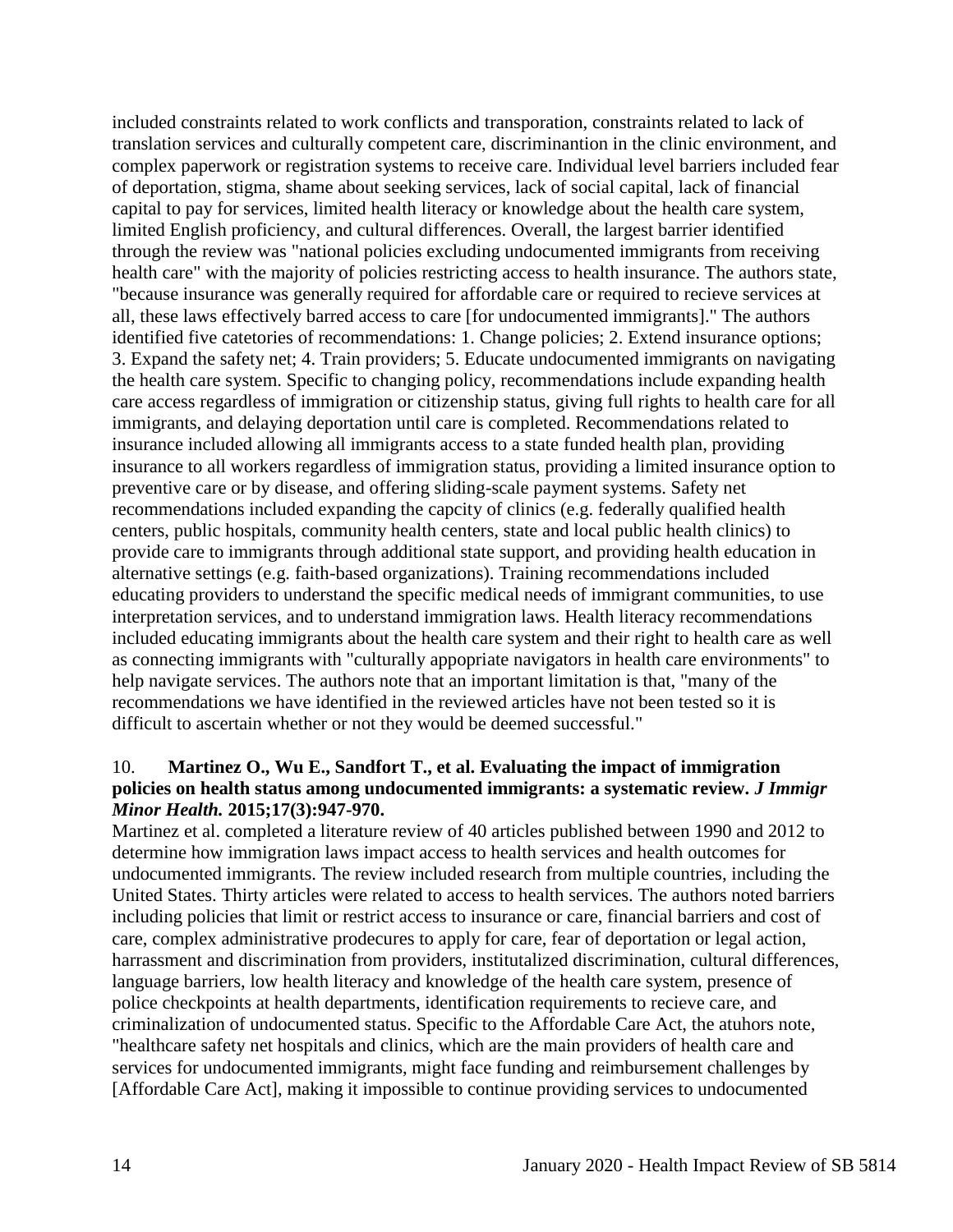included constraints related to work conflicts and transporation, constraints related to lack of translation services and culturally competent care, discriminantion in the clinic environment, and complex paperwork or registration systems to receive care. Individual level barriers included fear of deportation, stigma, shame about seeking services, lack of social capital, lack of financial capital to pay for services, limited health literacy or knowledge about the health care system, limited English proficiency, and cultural differences. Overall, the largest barrier identified through the review was "national policies excluding undocumented immigrants from receiving health care" with the majority of policies restricting access to health insurance. The authors state, "because insurance was generally required for affordable care or required to recieve services at all, these laws effectively barred access to care [for undocumented immigrants]." The authors identified five catetories of recommendations: 1. Change policies; 2. Extend insurance options; 3. Expand the safety net; 4. Train providers; 5. Educate undocumented immigrants on navigating the health care system. Specific to changing policy, recommendations include expanding health care access regardless of immigration or citizenship status, giving full rights to health care for all immigrants, and delaying deportation until care is completed. Recommendations related to insurance included allowing all immigrants access to a state funded health plan, providing insurance to all workers regardless of immigration status, providing a limited insurance option to preventive care or by disease, and offering sliding-scale payment systems. Safety net recommendations included expanding the capcity of clinics (e.g. federally qualified health centers, public hospitals, community health centers, state and local public health clinics) to provide care to immigrants through additional state support, and providing health education in alternative settings (e.g. faith-based organizations). Training recommendations included educating providers to understand the specific medical needs of immigrant communities, to use interpretation services, and to understand immigration laws. Health literacy recommendations included educating immigrants about the health care system and their right to health care as well as connecting immigrants with "culturally appopriate navigators in health care environments" to help navigate services. The authors note that an important limitation is that, "many of the recommendations we have identified in the reviewed articles have not been tested so it is difficult to ascertain whether or not they would be deemed successful."

10. **Martinez O., Wu E., Sandfort T., et al. Evaluating the impact of immigration policies on health status among undocumented immigrants: a systematic review.** ***J Immigr Minor Health.*** **2015;17(3):947-970.**

Martinez et al. completed a literature review of 40 articles published between 1990 and 2012 to determine how immigration laws impact access to health services and health outcomes for undocumented immigrants. The review included research from multiple countries, including the United States. Thirty articles were related to access to health services. The authors noted barriers including policies that limit or restrict access to insurance or care, financial barriers and cost of care, complex administrative prodecures to apply for care, fear of deportation or legal action, harrassment and discrimination from providers, institutalized discrimination, cultural differences, language barriers, low health literacy and knowledge of the health care system, presence of police checkpoints at health departments, identification requirements to recieve care, and criminalization of undocumented status. Specific to the Affordable Care Act, the atuhors note, "healthcare safety net hospitals and clinics, which are the main providers of health care and services for undocumented immigrants, might face funding and reimbursement challenges by [Affordable Care Act], making it impossible to continue providing services to undocumented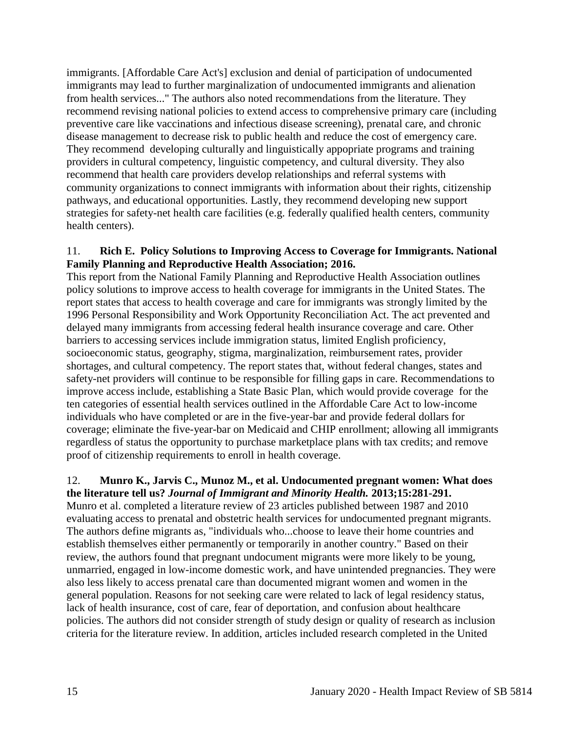immigrants. [Affordable Care Act's] exclusion and denial of participation of undocumented immigrants may lead to further marginalization of undocumented immigrants and alienation from health services..." The authors also noted recommendations from the literature. They recommend revising national policies to extend access to comprehensive primary care (including preventive care like vaccinations and infectious disease screening), prenatal care, and chronic disease management to decrease risk to public health and reduce the cost of emergency care. They recommend developing culturally and linguistically appopriate programs and training providers in cultural competency, linguistic competency, and cultural diversity. They also recommend that health care providers develop relationships and referral systems with community organizations to connect immigrants with information about their rights, citizenship pathways, and educational opportunities. Lastly, they recommend developing new support strategies for safety-net health care facilities (e.g. federally qualified health centers, community health centers).

11. **Rich E. Policy Solutions to Improving Access to Coverage for Immigrants. National Family Planning and Reproductive Health Association; 2016.**
This report from the National Family Planning and Reproductive Health Association outlines policy solutions to improve access to health coverage for immigrants in the United States. The report states that access to health coverage and care for immigrants was strongly limited by the 1996 Personal Responsibility and Work Opportunity Reconciliation Act. The act prevented and delayed many immigrants from accessing federal health insurance coverage and care. Other barriers to accessing services include immigration status, limited English proficiency, socioeconomic status, geography, stigma, marginalization, reimbursement rates, provider shortages, and cultural competency. The report states that, without federal changes, states and safety-net providers will continue to be responsible for filling gaps in care. Recommendations to improve access include, establishing a State Basic Plan, which would provide coverage for the ten categories of essential health services outlined in the Affordable Care Act to low-income individuals who have completed or are in the five-year-bar and provide federal dollars for coverage; eliminate the five-year-bar on Medicaid and CHIP enrollment; allowing all immigrants regardless of status the opportunity to purchase marketplace plans with tax credits; and remove proof of citizenship requirements to enroll in health coverage.

12. **Munro K., Jarvis C., Munoz M., et al. Undocumented pregnant women: What does the literature tell us? *Journal of Immigrant and Minority Health.* 2013;15:281-291.**
Munro et al. completed a literature review of 23 articles published between 1987 and 2010 evaluating access to prenatal and obstetric health services for undocumented pregnant migrants. The authors define migrants as, "individuals who...choose to leave their home countries and establish themselves either permanently or temporarily in another country." Based on their review, the authors found that pregnant undocument migrants were more likely to be young, unmarried, engaged in low-income domestic work, and have unintended pregnancies. They were also less likely to access prenatal care than documented migrant women and women in the general population. Reasons for not seeking care were related to lack of legal residency status, lack of health insurance, cost of care, fear of deportation, and confusion about healthcare policies. The authors did not consider strength of study design or quality of research as inclusion criteria for the literature review. In addition, articles included research completed in the United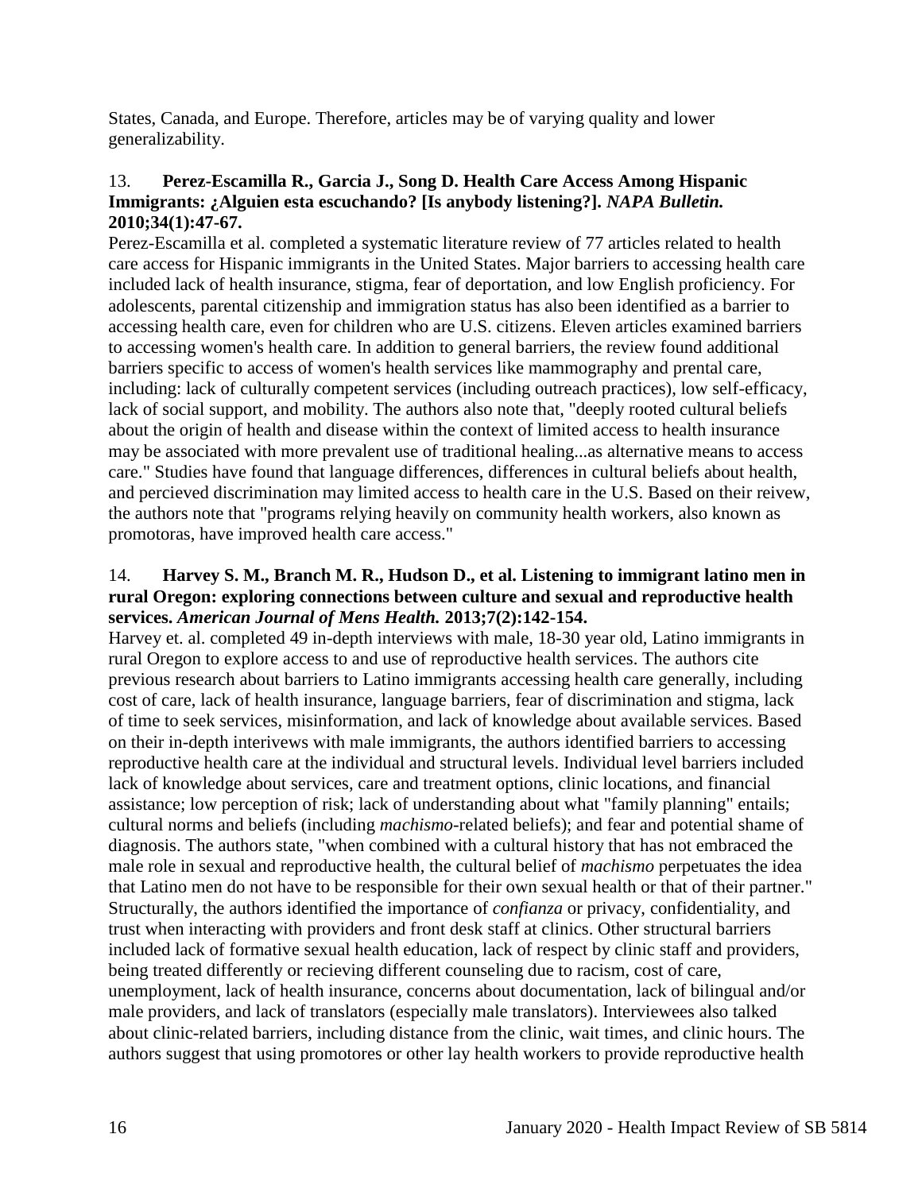States, Canada, and Europe. Therefore, articles may be of varying quality and lower generalizability.

13. **Perez-Escamilla R., Garcia J., Song D. Health Care Access Among Hispanic Immigrants: ¿Alguien esta escuchando? [Is anybody listening?].** ***NAPA Bulletin.*** **2010;34(1):47-67.**

Perez-Escamilla et al. completed a systematic literature review of 77 articles related to health care access for Hispanic immigrants in the United States. Major barriers to accessing health care included lack of health insurance, stigma, fear of deportation, and low English proficiency. For adolescents, parental citizenship and immigration status has also been identified as a barrier to accessing health care, even for children who are U.S. citizens. Eleven articles examined barriers to accessing women's health care. In addition to general barriers, the review found additional barriers specific to access of women's health services like mammography and prental care, including: lack of culturally competent services (including outreach practices), low self-efficacy, lack of social support, and mobility. The authors also note that, "deeply rooted cultural beliefs about the origin of health and disease within the context of limited access to health insurance may be associated with more prevalent use of traditional healing...as alternative means to access care." Studies have found that language differences, differences in cultural beliefs about health, and percieved discrimination may limited access to health care in the U.S. Based on their reivew, the authors note that "programs relying heavily on community health workers, also known as promotoras, have improved health care access."

14. **Harvey S. M., Branch M. R., Hudson D., et al. Listening to immigrant latino men in rural Oregon: exploring connections between culture and sexual and reproductive health services.** ***American Journal of Mens Health.*** **2013;7(2):142-154.**

Harvey et. al. completed 49 in-depth interviews with male, 18-30 year old, Latino immigrants in rural Oregon to explore access to and use of reproductive health services. The authors cite previous research about barriers to Latino immigrants accessing health care generally, including cost of care, lack of health insurance, language barriers, fear of discrimination and stigma, lack of time to seek services, misinformation, and lack of knowledge about available services. Based on their in-depth interivews with male immigrants, the authors identified barriers to accessing reproductive health care at the individual and structural levels. Individual level barriers included lack of knowledge about services, care and treatment options, clinic locations, and financial assistance; low perception of risk; lack of understanding about what "family planning" entails; cultural norms and beliefs (including *machismo*-related beliefs); and fear and potential shame of diagnosis. The authors state, "when combined with a cultural history that has not embraced the male role in sexual and reproductive health, the cultural belief of *machismo* perpetuates the idea that Latino men do not have to be responsible for their own sexual health or that of their partner." Structurally, the authors identified the importance of *confianza* or privacy, confidentiality, and trust when interacting with providers and front desk staff at clinics. Other structural barriers included lack of formative sexual health education, lack of respect by clinic staff and providers, being treated differently or recieving different counseling due to racism, cost of care, unemployment, lack of health insurance, concerns about documentation, lack of bilingual and/or male providers, and lack of translators (especially male translators). Interviewees also talked about clinic-related barriers, including distance from the clinic, wait times, and clinic hours. The authors suggest that using promotores or other lay health workers to provide reproductive health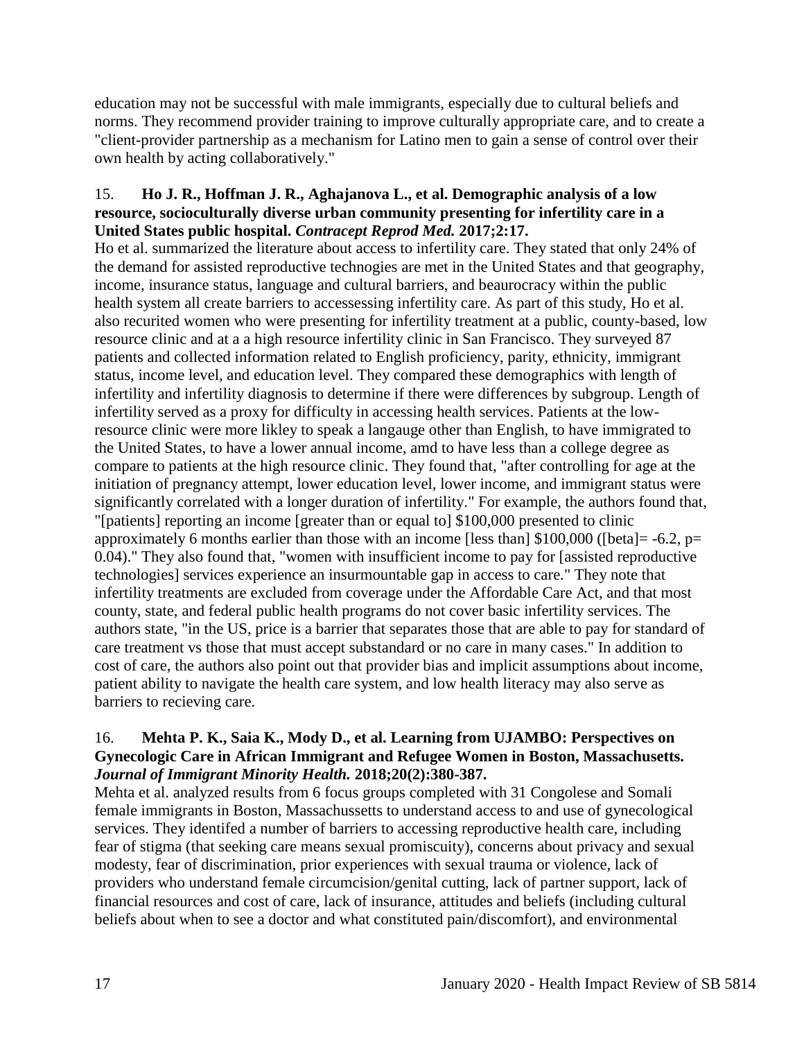education may not be successful with male immigrants, especially due to cultural beliefs and norms. They recommend provider training to improve culturally appropriate care, and to create a "client-provider partnership as a mechanism for Latino men to gain a sense of control over their own health by acting collaboratively."

15. **Ho J. R., Hoffman J. R., Aghajanova L., et al. Demographic analysis of a low resource, socioculturally diverse urban community presenting for infertility care in a United States public hospital. *Contracept Reprod Med.* 2017;2:17.**

Ho et al. summarized the literature about access to infertility care. They stated that only 24% of the demand for assisted reproductive technogies are met in the United States and that geography, income, insurance status, language and cultural barriers, and beaurocracy within the public health system all create barriers to accessessing infertility care. As part of this study, Ho et al. also recurited women who were presenting for infertility treatment at a public, county-based, low resource clinic and at a a high resource infertility clinic in San Francisco. They surveyed 87 patients and collected information related to English proficiency, parity, ethnicity, immigrant status, income level, and education level. They compared these demographics with length of infertility and infertility diagnosis to determine if there were differences by subgroup. Length of infertility served as a proxy for difficulty in accessing health services. Patients at the low-resource clinic were more likley to speak a langauge other than English, to have immigrated to the United States, to have a lower annual income, amd to have less than a college degree as compare to patients at the high resource clinic. They found that, "after controlling for age at the initiation of pregnancy attempt, lower education level, lower income, and immigrant status were significantly correlated with a longer duration of infertility." For example, the authors found that, "[patients] reporting an income [greater than or equal to] $100,000 presented to clinic approximately 6 months earlier than those with an income [less than] $100,000 ([beta]= -6.2, p= 0.04)." They also found that, "women with insufficient income to pay for [assisted reproductive technologies] services experience an insurmountable gap in access to care." They note that infertility treatments are excluded from coverage under the Affordable Care Act, and that most county, state, and federal public health programs do not cover basic infertility services. The authors state, "in the US, price is a barrier that separates those that are able to pay for standard of care treatment vs those that must accept substandard or no care in many cases." In addition to cost of care, the authors also point out that provider bias and implicit assumptions about income, patient ability to navigate the health care system, and low health literacy may also serve as barriers to recieving care.

16. **Mehta P. K., Saia K., Mody D., et al. Learning from UJAMBO: Perspectives on Gynecologic Care in African Immigrant and Refugee Women in Boston, Massachusetts. *Journal of Immigrant Minority Health.* 2018;20(2):380-387.**

Mehta et al. analyzed results from 6 focus groups completed with 31 Congolese and Somali female immigrants in Boston, Massachussetts to understand access to and use of gynecological services. They identifed a number of barriers to accessing reproductive health care, including fear of stigma (that seeking care means sexual promiscuity), concerns about privacy and sexual modesty, fear of discrimination, prior experiences with sexual trauma or violence, lack of providers who understand female circumcision/genital cutting, lack of partner support, lack of financial resources and cost of care, lack of insurance, attitudes and beliefs (including cultural beliefs about when to see a doctor and what constituted pain/discomfort), and environmental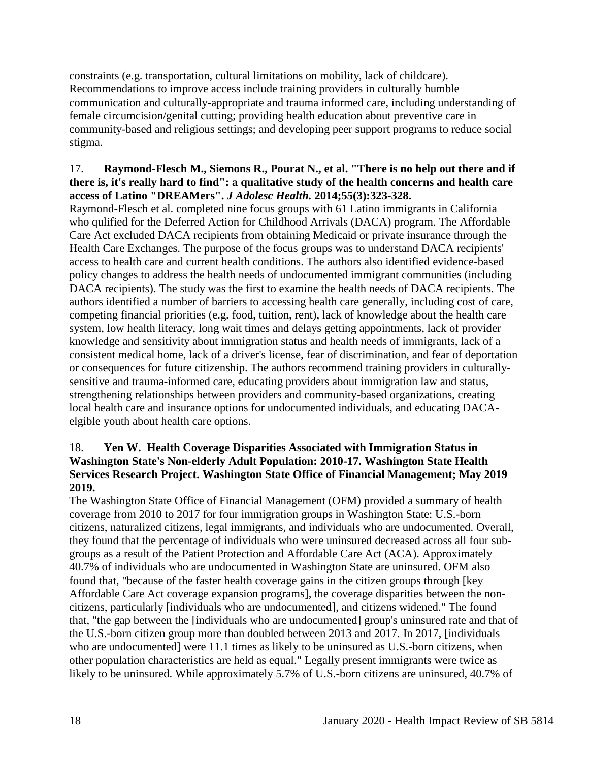constraints (e.g. transportation, cultural limitations on mobility, lack of childcare). Recommendations to improve access include training providers in culturally humble communication and culturally-appropriate and trauma informed care, including understanding of female circumcision/genital cutting; providing health education about preventive care in community-based and religious settings; and developing peer support programs to reduce social stigma.

17. **Raymond-Flesch M., Siemons R., Pourat N., et al. "There is no help out there and if there is, it's really hard to find": a qualitative study of the health concerns and health care access of Latino "DREAMers".** ***J Adolesc Health.*** **2014;55(3):323-328.**

Raymond-Flesch et al. completed nine focus groups with 61 Latino immigrants in California who qulified for the Deferred Action for Childhood Arrivals (DACA) program. The Affordable Care Act excluded DACA recipients from obtaining Medicaid or private insurance through the Health Care Exchanges. The purpose of the focus groups was to understand DACA recipients' access to health care and current health conditions. The authors also identified evidence-based policy changes to address the health needs of undocumented immigrant communities (including DACA recipients). The study was the first to examine the health needs of DACA recipients. The authors identified a number of barriers to accessing health care generally, including cost of care, competing financial priorities (e.g. food, tuition, rent), lack of knowledge about the health care system, low health literacy, long wait times and delays getting appointments, lack of provider knowledge and sensitivity about immigration status and health needs of immigrants, lack of a consistent medical home, lack of a driver's license, fear of discrimination, and fear of deportation or consequences for future citizenship. The authors recommend training providers in culturally-sensitive and trauma-informed care, educating providers about immigration law and status, strengthening relationships between providers and community-based organizations, creating local health care and insurance options for undocumented individuals, and educating DACA-elgible youth about health care options.

18. **Yen W. Health Coverage Disparities Associated with Immigration Status in Washington State's Non-elderly Adult Population: 2010-17. Washington State Health Services Research Project. Washington State Office of Financial Management; May 2019 2019.**

The Washington State Office of Financial Management (OFM) provided a summary of health coverage from 2010 to 2017 for four immigration groups in Washington State: U.S.-born citizens, naturalized citizens, legal immigrants, and individuals who are undocumented. Overall, they found that the percentage of individuals who were uninsured decreased across all four sub-groups as a result of the Patient Protection and Affordable Care Act (ACA). Approximately 40.7% of individuals who are undocumented in Washington State are uninsured. OFM also found that, "because of the faster health coverage gains in the citizen groups through [key Affordable Care Act coverage expansion programs], the coverage disparities between the non-citizens, particularly [individuals who are undocumented], and citizens widened." The found that, "the gap between the [individuals who are undocumented] group's uninsured rate and that of the U.S.-born citizen group more than doubled between 2013 and 2017. In 2017, [individuals who are undocumented] were 11.1 times as likely to be uninsured as U.S.-born citizens, when other population characteristics are held as equal." Legally present immigrants were twice as likely to be uninsured. While approximately 5.7% of U.S.-born citizens are uninsured, 40.7% of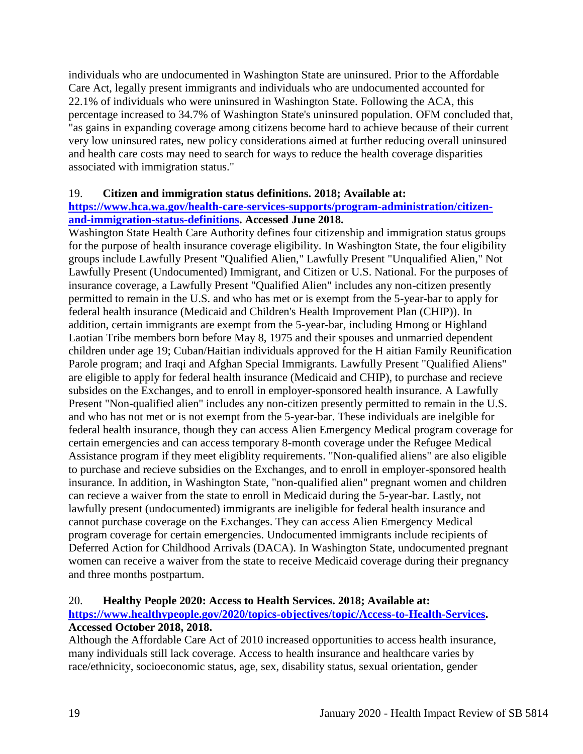individuals who are undocumented in Washington State are uninsured. Prior to the Affordable Care Act, legally present immigrants and individuals who are undocumented accounted for 22.1% of individuals who were uninsured in Washington State. Following the ACA, this percentage increased to 34.7% of Washington State's uninsured population. OFM concluded that, "as gains in expanding coverage among citizens become hard to achieve because of their current very low uninsured rates, new policy considerations aimed at further reducing overall uninsured and health care costs may need to search for ways to reduce the health coverage disparities associated with immigration status."

19. **Citizen and immigration status definitions. 2018; Available at: [https://www.hca.wa.gov/health-care-services-supports/program-administration/citizen-and-immigration-status-definitions](https://www.hca.wa.gov/health-care-services-supports/program-administration/citizen-and-immigration-status-definitions). Accessed June 2018.**

Washington State Health Care Authority defines four citizenship and immigration status groups for the purpose of health insurance coverage eligibility. In Washington State, the four eligibility groups include Lawfully Present "Qualified Alien," Lawfully Present "Unqualified Alien," Not Lawfully Present (Undocumented) Immigrant, and Citizen or U.S. National. For the purposes of insurance coverage, a Lawfully Present "Qualified Alien" includes any non-citizen presently permitted to remain in the U.S. and who has met or is exempt from the 5-year-bar to apply for federal health insurance (Medicaid and Children's Health Improvement Plan (CHIP)). In addition, certain immigrants are exempt from the 5-year-bar, including Hmong or Highland Laotian Tribe members born before May 8, 1975 and their spouses and unmarried dependent children under age 19; Cuban/Haitian individuals approved for the H aitian Family Reunification Parole program; and Iraqi and Afghan Special Immigrants. Lawfully Present "Qualified Aliens" are eligible to apply for federal health insurance (Medicaid and CHIP), to purchase and recieve subsides on the Exchanges, and to enroll in employer-sponsored health insurance. A Lawfully Present "Non-qualified alien" includes any non-citizen presently permitted to remain in the U.S. and who has not met or is not exempt from the 5-year-bar. These individuals are inelgible for federal health insurance, though they can access Alien Emergency Medical program coverage for certain emergencies and can access temporary 8-month coverage under the Refugee Medical Assistance program if they meet eligiblity requirements. "Non-qualified aliens" are also eligible to purchase and recieve subsidies on the Exchanges, and to enroll in employer-sponsored health insurance. In addition, in Washington State, "non-qualified alien" pregnant women and children can recieve a waiver from the state to enroll in Medicaid during the 5-year-bar. Lastly, not lawfully present (undocumented) immigrants are ineligible for federal health insurance and cannot purchase coverage on the Exchanges. They can access Alien Emergency Medical program coverage for certain emergencies. Undocumented immigrants include recipients of Deferred Action for Childhood Arrivals (DACA). In Washington State, undocumented pregnant women can receive a waiver from the state to receive Medicaid coverage during their pregnancy and three months postpartum.

20. **Healthy People 2020: Access to Health Services. 2018; Available at: [https://www.healthypeople.gov/2020/topics-objectives/topic/Access-to-Health-Services](https://www.healthypeople.gov/2020/topics-objectives/topic/Access-to-Health-Services). Accessed October 2018, 2018.**

Although the Affordable Care Act of 2010 increased opportunities to access health insurance, many individuals still lack coverage. Access to health insurance and healthcare varies by race/ethnicity, socioeconomic status, age, sex, disability status, sexual orientation, gender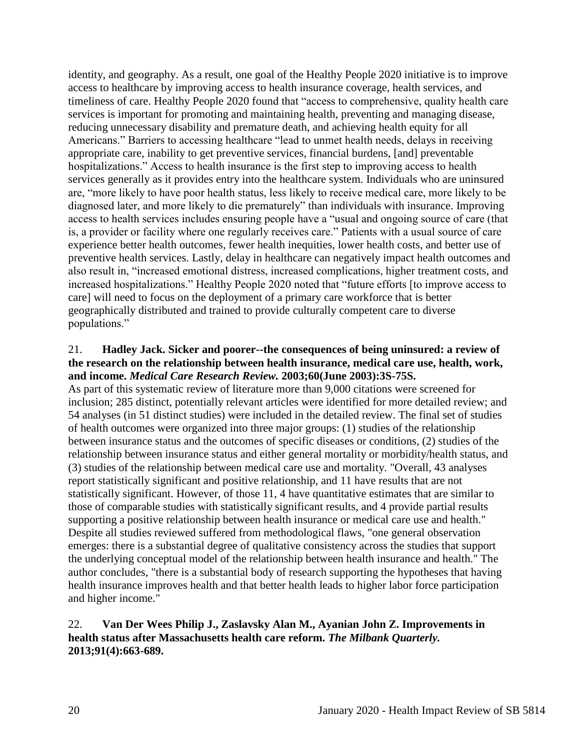identity, and geography. As a result, one goal of the Healthy People 2020 initiative is to improve access to healthcare by improving access to health insurance coverage, health services, and timeliness of care. Healthy People 2020 found that "access to comprehensive, quality health care services is important for promoting and maintaining health, preventing and managing disease, reducing unnecessary disability and premature death, and achieving health equity for all Americans." Barriers to accessing healthcare "lead to unmet health needs, delays in receiving appropriate care, inability to get preventive services, financial burdens, [and] preventable hospitalizations." Access to health insurance is the first step to improving access to health services generally as it provides entry into the healthcare system. Individuals who are uninsured are, "more likely to have poor health status, less likely to receive medical care, more likely to be diagnosed later, and more likely to die prematurely" than individuals with insurance. Improving access to health services includes ensuring people have a "usual and ongoing source of care (that is, a provider or facility where one regularly receives care." Patients with a usual source of care experience better health outcomes, fewer health inequities, lower health costs, and better use of preventive health services. Lastly, delay in healthcare can negatively impact health outcomes and also result in, "increased emotional distress, increased complications, higher treatment costs, and increased hospitalizations." Healthy People 2020 noted that "future efforts [to improve access to care] will need to focus on the deployment of a primary care workforce that is better geographically distributed and trained to provide culturally competent care to diverse populations."

21. **Hadley Jack. Sicker and poorer--the consequences of being uninsured: a review of the research on the relationship between health insurance, medical care use, health, work, and income. *Medical Care Research Review.* 2003;60(June 2003):3S-75S.**

As part of this systematic review of literature more than 9,000 citations were screened for inclusion; 285 distinct, potentially relevant articles were identified for more detailed review; and 54 analyses (in 51 distinct studies) were included in the detailed review. The final set of studies of health outcomes were organized into three major groups: (1) studies of the relationship between insurance status and the outcomes of specific diseases or conditions, (2) studies of the relationship between insurance status and either general mortality or morbidity/health status, and (3) studies of the relationship between medical care use and mortality. "Overall, 43 analyses report statistically significant and positive relationship, and 11 have results that are not statistically significant. However, of those 11, 4 have quantitative estimates that are similar to those of comparable studies with statistically significant results, and 4 provide partial results supporting a positive relationship between health insurance or medical care use and health." Despite all studies reviewed suffered from methodological flaws, "one general observation emerges: there is a substantial degree of qualitative consistency across the studies that support the underlying conceptual model of the relationship between health insurance and health." The author concludes, "there is a substantial body of research supporting the hypotheses that having health insurance improves health and that better health leads to higher labor force participation and higher income."

22. **Van Der Wees Philip J., Zaslavsky Alan M., Ayanian John Z. Improvements in health status after Massachusetts health care reform. *The Milbank Quarterly.* 2013;91(4):663-689.**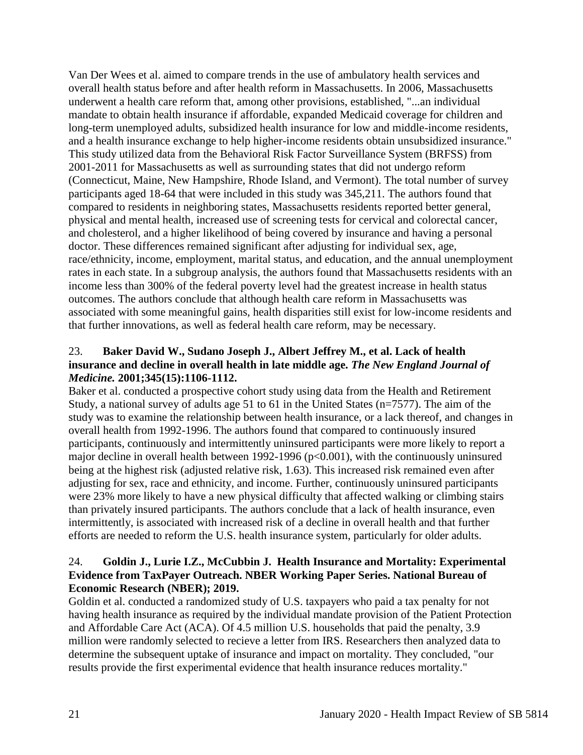Van Der Wees et al. aimed to compare trends in the use of ambulatory health services and overall health status before and after health reform in Massachusetts. In 2006, Massachusetts underwent a health care reform that, among other provisions, established, "...an individual mandate to obtain health insurance if affordable, expanded Medicaid coverage for children and long-term unemployed adults, subsidized health insurance for low and middle-income residents, and a health insurance exchange to help higher-income residents obtain unsubsidized insurance." This study utilized data from the Behavioral Risk Factor Surveillance System (BRFSS) from 2001-2011 for Massachusetts as well as surrounding states that did not undergo reform (Connecticut, Maine, New Hampshire, Rhode Island, and Vermont). The total number of survey participants aged 18-64 that were included in this study was 345,211. The authors found that compared to residents in neighboring states, Massachusetts residents reported better general, physical and mental health, increased use of screening tests for cervical and colorectal cancer, and cholesterol, and a higher likelihood of being covered by insurance and having a personal doctor. These differences remained significant after adjusting for individual sex, age, race/ethnicity, income, employment, marital status, and education, and the annual unemployment rates in each state. In a subgroup analysis, the authors found that Massachusetts residents with an income less than 300% of the federal poverty level had the greatest increase in health status outcomes. The authors conclude that although health care reform in Massachusetts was associated with some meaningful gains, health disparities still exist for low-income residents and that further innovations, as well as federal health care reform, may be necessary.

23. **Baker David W., Sudano Joseph J., Albert Jeffrey M., et al. Lack of health insurance and decline in overall health in late middle age. *The New England Journal of Medicine.* 2001;345(15):1106-1112.**

Baker et al. conducted a prospective cohort study using data from the Health and Retirement Study, a national survey of adults age 51 to 61 in the United States (n=7577). The aim of the study was to examine the relationship between health insurance, or a lack thereof, and changes in overall health from 1992-1996. The authors found that compared to continuously insured participants, continuously and intermittently uninsured participants were more likely to report a major decline in overall health between 1992-1996 ($p<0.001$), with the continuously uninsured being at the highest risk (adjusted relative risk, 1.63). This increased risk remained even after adjusting for sex, race and ethnicity, and income. Further, continuously uninsured participants were 23% more likely to have a new physical difficulty that affected walking or climbing stairs than privately insured participants. The authors conclude that a lack of health insurance, even intermittently, is associated with increased risk of a decline in overall health and that further efforts are needed to reform the U.S. health insurance system, particularly for older adults.

24. **Goldin J., Lurie I.Z., McCubbin J. Health Insurance and Mortality: Experimental Evidence from TaxPayer Outreach. NBER Working Paper Series. National Bureau of Economic Research (NBER); 2019.**

Goldin et al. conducted a randomized study of U.S. taxpayers who paid a tax penalty for not having health insurance as required by the individual mandate provision of the Patient Protection and Affordable Care Act (ACA). Of 4.5 million U.S. households that paid the penalty, 3.9 million were randomly selected to recieve a letter from IRS. Researchers then analyzed data to determine the subsequent uptake of insurance and impact on mortality. They concluded, "our results provide the first experimental evidence that health insurance reduces mortality."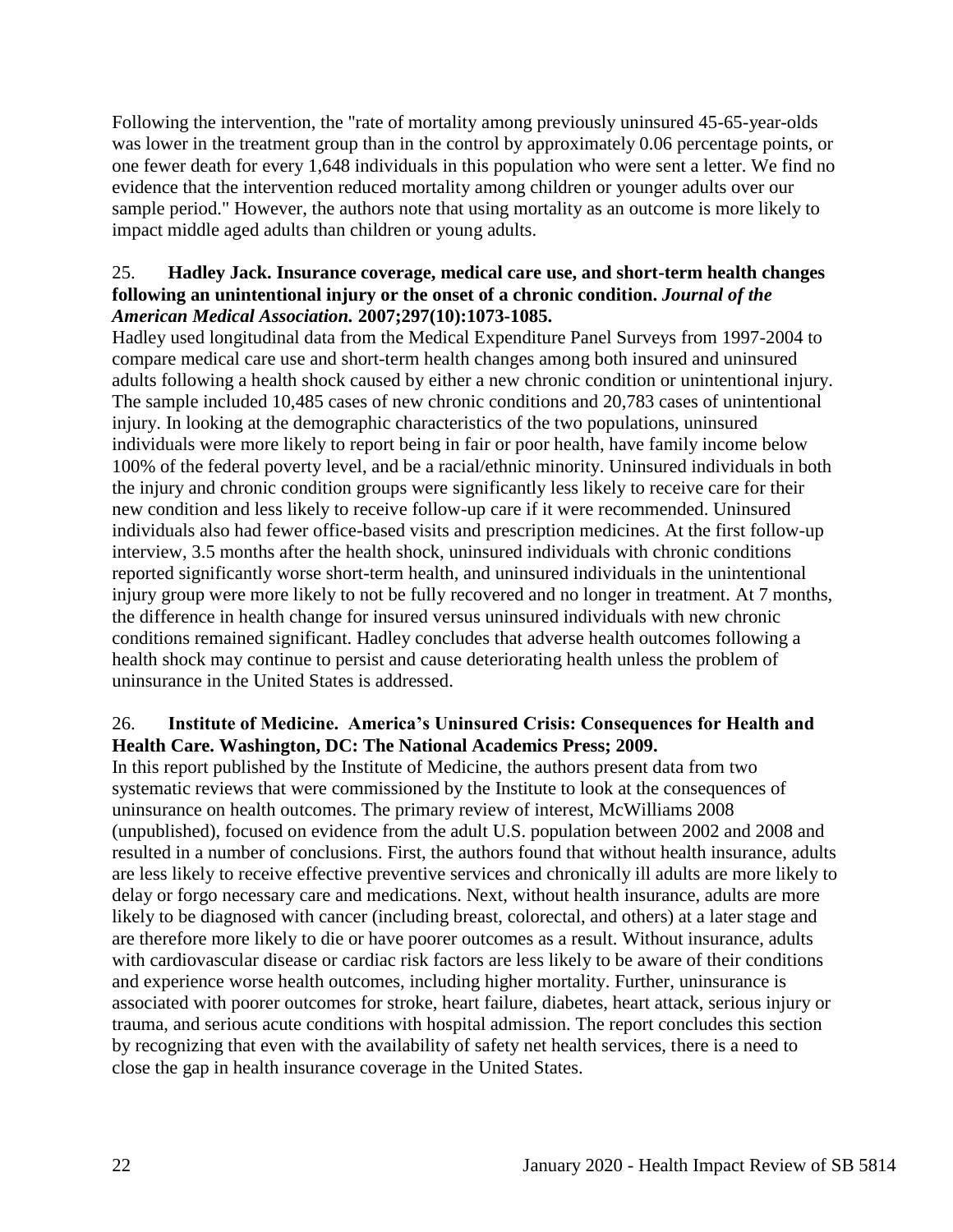Following the intervention, the "rate of mortality among previously uninsured 45-65-year-olds was lower in the treatment group than in the control by approximately 0.06 percentage points, or one fewer death for every 1,648 individuals in this population who were sent a letter. We find no evidence that the intervention reduced mortality among children or younger adults over our sample period." However, the authors note that using mortality as an outcome is more likely to impact middle aged adults than children or young adults.

25. **Hadley Jack. Insurance coverage, medical care use, and short-term health changes following an unintentional injury or the onset of a chronic condition.** ***Journal of the American Medical Association.*** **2007;297(10):1073-1085.**

Hadley used longitudinal data from the Medical Expenditure Panel Surveys from 1997-2004 to compare medical care use and short-term health changes among both insured and uninsured adults following a health shock caused by either a new chronic condition or unintentional injury. The sample included 10,485 cases of new chronic conditions and 20,783 cases of unintentional injury. In looking at the demographic characteristics of the two populations, uninsured individuals were more likely to report being in fair or poor health, have family income below 100% of the federal poverty level, and be a racial/ethnic minority. Uninsured individuals in both the injury and chronic condition groups were significantly less likely to receive care for their new condition and less likely to receive follow-up care if it were recommended. Uninsured individuals also had fewer office-based visits and prescription medicines. At the first follow-up interview, 3.5 months after the health shock, uninsured individuals with chronic conditions reported significantly worse short-term health, and uninsured individuals in the unintentional injury group were more likely to not be fully recovered and no longer in treatment. At 7 months, the difference in health change for insured versus uninsured individuals with new chronic conditions remained significant. Hadley concludes that adverse health outcomes following a health shock may continue to persist and cause deteriorating health unless the problem of uninsurance in the United States is addressed.

26. **Institute of Medicine. America's Uninsured Crisis: Consequences for Health and Health Care. Washington, DC: The National Academics Press; 2009.**

In this report published by the Institute of Medicine, the authors present data from two systematic reviews that were commissioned by the Institute to look at the consequences of uninsurance on health outcomes. The primary review of interest, McWilliams 2008 (unpublished), focused on evidence from the adult U.S. population between 2002 and 2008 and resulted in a number of conclusions. First, the authors found that without health insurance, adults are less likely to receive effective preventive services and chronically ill adults are more likely to delay or forgo necessary care and medications. Next, without health insurance, adults are more likely to be diagnosed with cancer (including breast, colorectal, and others) at a later stage and are therefore more likely to die or have poorer outcomes as a result. Without insurance, adults with cardiovascular disease or cardiac risk factors are less likely to be aware of their conditions and experience worse health outcomes, including higher mortality. Further, uninsurance is associated with poorer outcomes for stroke, heart failure, diabetes, heart attack, serious injury or trauma, and serious acute conditions with hospital admission. The report concludes this section by recognizing that even with the availability of safety net health services, there is a need to close the gap in health insurance coverage in the United States.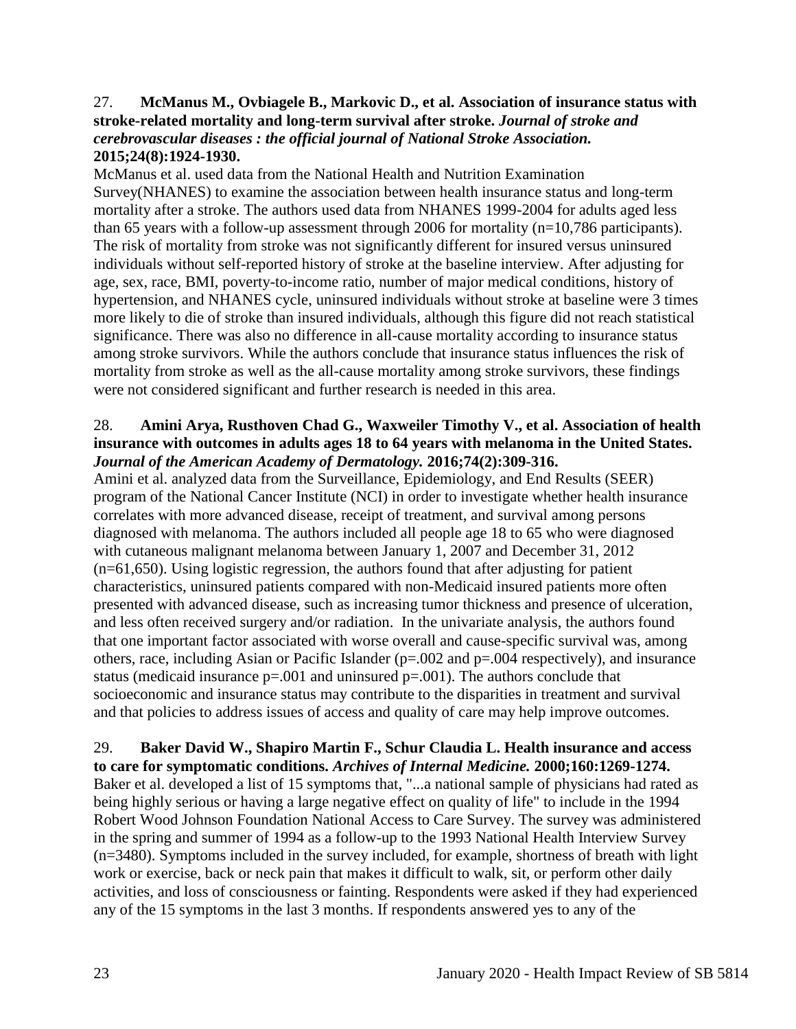27. **McManus M., Ovbiagele B., Markovic D., et al. Association of insurance status with stroke-related mortality and long-term survival after stroke.** ***Journal of stroke and cerebrovascular diseases : the official journal of National Stroke Association.*** **2015;24(8):1924-1930.**

McManus et al. used data from the National Health and Nutrition Examination Survey(NHANES) to examine the association between health insurance status and long-term mortality after a stroke. The authors used data from NHANES 1999-2004 for adults aged less than 65 years with a follow-up assessment through 2006 for mortality (n=10,786 participants). The risk of mortality from stroke was not significantly different for insured versus uninsured individuals without self-reported history of stroke at the baseline interview. After adjusting for age, sex, race, BMI, poverty-to-income ratio, number of major medical conditions, history of hypertension, and NHANES cycle, uninsured individuals without stroke at baseline were 3 times more likely to die of stroke than insured individuals, although this figure did not reach statistical significance. There was also no difference in all-cause mortality according to insurance status among stroke survivors. While the authors conclude that insurance status influences the risk of mortality from stroke as well as the all-cause mortality among stroke survivors, these findings were not considered significant and further research is needed in this area.

28. **Amini Arya, Rusthoven Chad G., Waxweiler Timothy V., et al. Association of health insurance with outcomes in adults ages 18 to 64 years with melanoma in the United States.** ***Journal of the American Academy of Dermatology.*** **2016;74(2):309-316.**

Amini et al. analyzed data from the Surveillance, Epidemiology, and End Results (SEER) program of the National Cancer Institute (NCI) in order to investigate whether health insurance correlates with more advanced disease, receipt of treatment, and survival among persons diagnosed with melanoma. The authors included all people age 18 to 65 who were diagnosed with cutaneous malignant melanoma between January 1, 2007 and December 31, 2012 (n=61,650). Using logistic regression, the authors found that after adjusting for patient characteristics, uninsured patients compared with non-Medicaid insured patients more often presented with advanced disease, such as increasing tumor thickness and presence of ulceration, and less often received surgery and/or radiation. In the univariate analysis, the authors found that one important factor associated with worse overall and cause-specific survival was, among others, race, including Asian or Pacific Islander ($p$=.002 and $p$=.004 respectively), and insurance status (medicaid insurance $p$=.001 and uninsured $p$=.001). The authors conclude that socioeconomic and insurance status may contribute to the disparities in treatment and survival and that policies to address issues of access and quality of care may help improve outcomes.

29. **Baker David W., Shapiro Martin F., Schur Claudia L. Health insurance and access to care for symptomatic conditions.** ***Archives of Internal Medicine.*** **2000;160:1269-1274.**

Baker et al. developed a list of 15 symptoms that, "...a national sample of physicians had rated as being highly serious or having a large negative effect on quality of life" to include in the 1994 Robert Wood Johnson Foundation National Access to Care Survey. The survey was administered in the spring and summer of 1994 as a follow-up to the 1993 National Health Interview Survey (n=3480). Symptoms included in the survey included, for example, shortness of breath with light work or exercise, back or neck pain that makes it difficult to walk, sit, or perform other daily activities, and loss of consciousness or fainting. Respondents were asked if they had experienced any of the 15 symptoms in the last 3 months. If respondents answered yes to any of the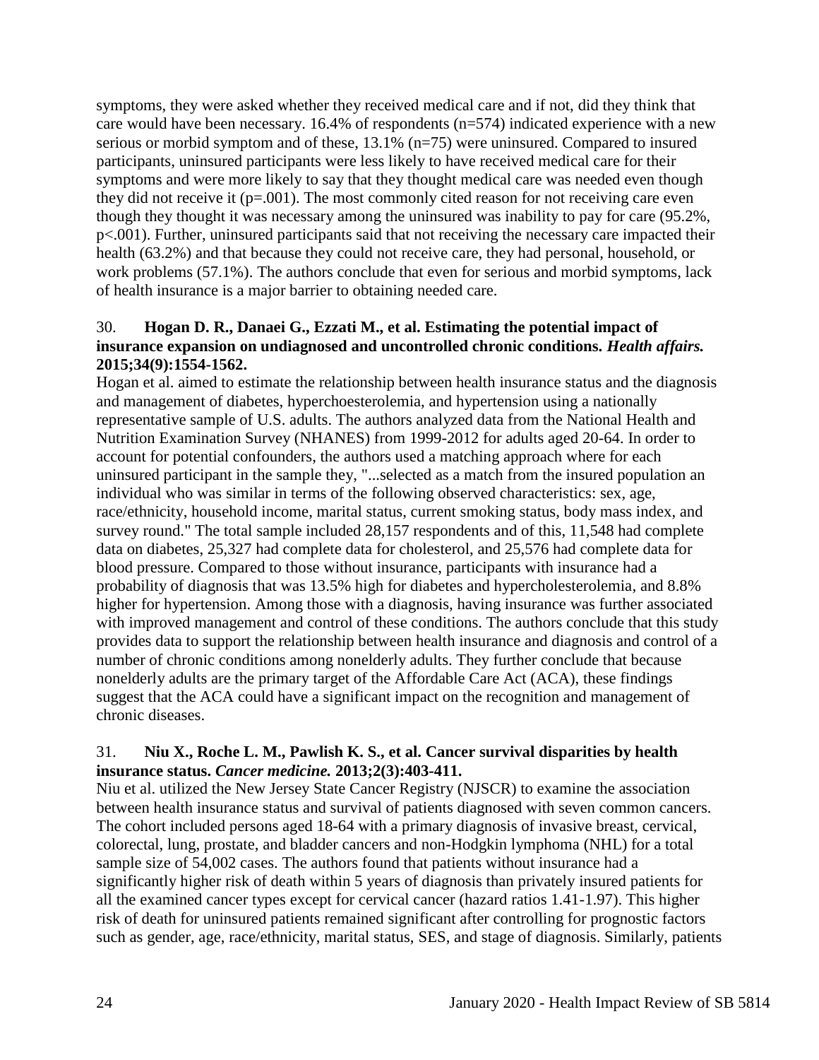symptoms, they were asked whether they received medical care and if not, did they think that care would have been necessary. 16.4% of respondents (n=574) indicated experience with a new serious or morbid symptom and of these, 13.1% (n=75) were uninsured. Compared to insured participants, uninsured participants were less likely to have received medical care for their symptoms and were more likely to say that they thought medical care was needed even though they did not receive it (p=.001). The most commonly cited reason for not receiving care even though they thought it was necessary among the uninsured was inability to pay for care (95.2%, p<.001). Further, uninsured participants said that not receiving the necessary care impacted their health (63.2%) and that because they could not receive care, they had personal, household, or work problems (57.1%). The authors conclude that even for serious and morbid symptoms, lack of health insurance is a major barrier to obtaining needed care.

30. **Hogan D. R., Danaei G., Ezzati M., et al. Estimating the potential impact of insurance expansion on undiagnosed and uncontrolled chronic conditions. *Health affairs.* 2015;34(9):1554-1562.**
Hogan et al. aimed to estimate the relationship between health insurance status and the diagnosis and management of diabetes, hyperchoesterolemia, and hypertension using a nationally representative sample of U.S. adults. The authors analyzed data from the National Health and Nutrition Examination Survey (NHANES) from 1999-2012 for adults aged 20-64. In order to account for potential confounders, the authors used a matching approach where for each uninsured participant in the sample they, "...selected as a match from the insured population an individual who was similar in terms of the following observed characteristics: sex, age, race/ethnicity, household income, marital status, current smoking status, body mass index, and survey round." The total sample included 28,157 respondents and of this, 11,548 had complete data on diabetes, 25,327 had complete data for cholesterol, and 25,576 had complete data for blood pressure. Compared to those without insurance, participants with insurance had a probability of diagnosis that was 13.5% high for diabetes and hypercholesterolemia, and 8.8% higher for hypertension. Among those with a diagnosis, having insurance was further associated with improved management and control of these conditions. The authors conclude that this study provides data to support the relationship between health insurance and diagnosis and control of a number of chronic conditions among nonelderly adults. They further conclude that because nonelderly adults are the primary target of the Affordable Care Act (ACA), these findings suggest that the ACA could have a significant impact on the recognition and management of chronic diseases.

31. **Niu X., Roche L. M., Pawlish K. S., et al. Cancer survival disparities by health insurance status. *Cancer medicine.* 2013;2(3):403-411.**
Niu et al. utilized the New Jersey State Cancer Registry (NJSCR) to examine the association between health insurance status and survival of patients diagnosed with seven common cancers. The cohort included persons aged 18-64 with a primary diagnosis of invasive breast, cervical, colorectal, lung, prostate, and bladder cancers and non-Hodgkin lymphoma (NHL) for a total sample size of 54,002 cases. The authors found that patients without insurance had a significantly higher risk of death within 5 years of diagnosis than privately insured patients for all the examined cancer types except for cervical cancer (hazard ratios 1.41-1.97). This higher risk of death for uninsured patients remained significant after controlling for prognostic factors such as gender, age, race/ethnicity, marital status, SES, and stage of diagnosis. Similarly, patients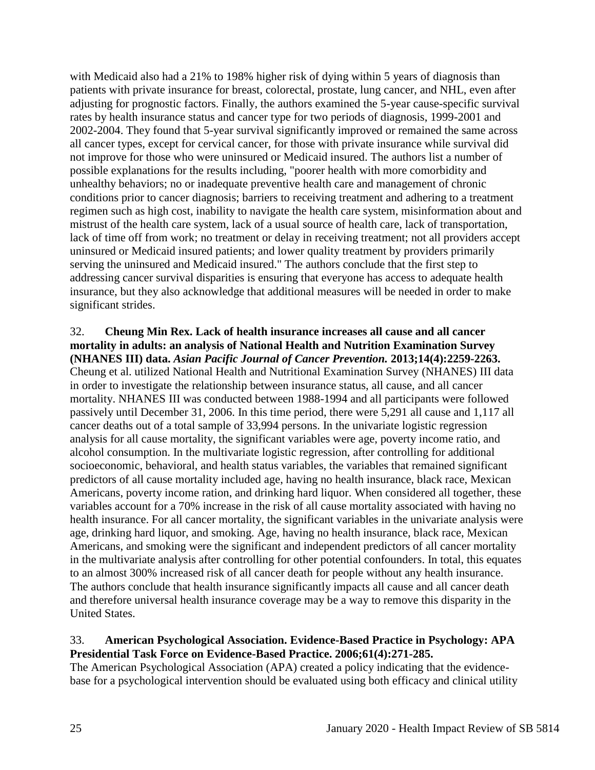with Medicaid also had a 21% to 198% higher risk of dying within 5 years of diagnosis than patients with private insurance for breast, colorectal, prostate, lung cancer, and NHL, even after adjusting for prognostic factors. Finally, the authors examined the 5-year cause-specific survival rates by health insurance status and cancer type for two periods of diagnosis, 1999-2001 and 2002-2004. They found that 5-year survival significantly improved or remained the same across all cancer types, except for cervical cancer, for those with private insurance while survival did not improve for those who were uninsured or Medicaid insured. The authors list a number of possible explanations for the results including, "poorer health with more comorbidity and unhealthy behaviors; no or inadequate preventive health care and management of chronic conditions prior to cancer diagnosis; barriers to receiving treatment and adhering to a treatment regimen such as high cost, inability to navigate the health care system, misinformation about and mistrust of the health care system, lack of a usual source of health care, lack of transportation, lack of time off from work; no treatment or delay in receiving treatment; not all providers accept uninsured or Medicaid insured patients; and lower quality treatment by providers primarily serving the uninsured and Medicaid insured." The authors conclude that the first step to addressing cancer survival disparities is ensuring that everyone has access to adequate health insurance, but they also acknowledge that additional measures will be needed in order to make significant strides.

32. **Cheung Min Rex. Lack of health insurance increases all cause and all cancer mortality in adults: an analysis of National Health and Nutrition Examination Survey (NHANES III) data. *Asian Pacific Journal of Cancer Prevention.* 2013;14(4):2259-2263.**
Cheung et al. utilized National Health and Nutritional Examination Survey (NHANES) III data in order to investigate the relationship between insurance status, all cause, and all cancer mortality. NHANES III was conducted between 1988-1994 and all participants were followed passively until December 31, 2006. In this time period, there were 5,291 all cause and 1,117 all cancer deaths out of a total sample of 33,994 persons. In the univariate logistic regression analysis for all cause mortality, the significant variables were age, poverty income ratio, and alcohol consumption. In the multivariate logistic regression, after controlling for additional socioeconomic, behavioral, and health status variables, the variables that remained significant predictors of all cause mortality included age, having no health insurance, black race, Mexican Americans, poverty income ration, and drinking hard liquor. When considered all together, these variables account for a 70% increase in the risk of all cause mortality associated with having no health insurance. For all cancer mortality, the significant variables in the univariate analysis were age, drinking hard liquor, and smoking. Age, having no health insurance, black race, Mexican Americans, and smoking were the significant and independent predictors of all cancer mortality in the multivariate analysis after controlling for other potential confounders. In total, this equates to an almost 300% increased risk of all cancer death for people without any health insurance. The authors conclude that health insurance significantly impacts all cause and all cancer death and therefore universal health insurance coverage may be a way to remove this disparity in the United States.

33. **American Psychological Association. Evidence-Based Practice in Psychology: APA Presidential Task Force on Evidence-Based Practice. 2006;61(4):271-285.**
The American Psychological Association (APA) created a policy indicating that the evidence-base for a psychological intervention should be evaluated using both efficacy and clinical utility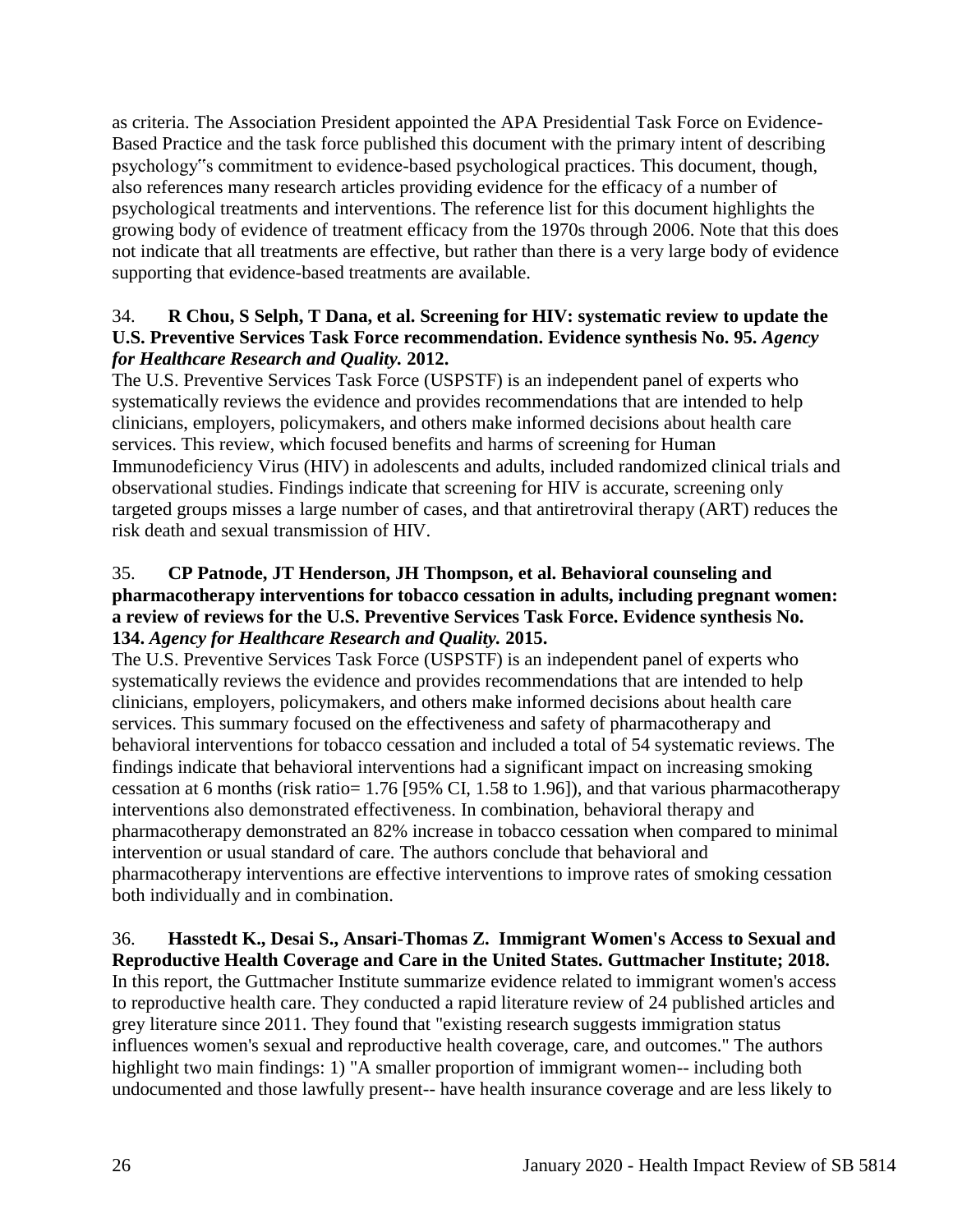as criteria. The Association President appointed the APA Presidential Task Force on Evidence-Based Practice and the task force published this document with the primary intent of describing psychology‟s commitment to evidence-based psychological practices. This document, though, also references many research articles providing evidence for the efficacy of a number of psychological treatments and interventions. The reference list for this document highlights the growing body of evidence of treatment efficacy from the 1970s through 2006. Note that this does not indicate that all treatments are effective, but rather than there is a very large body of evidence supporting that evidence-based treatments are available.

34. **R Chou, S Selph, T Dana, et al. Screening for HIV: systematic review to update the U.S. Preventive Services Task Force recommendation. Evidence synthesis No. 95. *Agency for Healthcare Research and Quality.* 2012.**
The U.S. Preventive Services Task Force (USPSTF) is an independent panel of experts who systematically reviews the evidence and provides recommendations that are intended to help clinicians, employers, policymakers, and others make informed decisions about health care services. This review, which focused benefits and harms of screening for Human Immunodeficiency Virus (HIV) in adolescents and adults, included randomized clinical trials and observational studies. Findings indicate that screening for HIV is accurate, screening only targeted groups misses a large number of cases, and that antiretroviral therapy (ART) reduces the risk death and sexual transmission of HIV.

35. **CP Patnode, JT Henderson, JH Thompson, et al. Behavioral counseling and pharmacotherapy interventions for tobacco cessation in adults, including pregnant women: a review of reviews for the U.S. Preventive Services Task Force. Evidence synthesis No. 134. *Agency for Healthcare Research and Quality.* 2015.**
The U.S. Preventive Services Task Force (USPSTF) is an independent panel of experts who systematically reviews the evidence and provides recommendations that are intended to help clinicians, employers, policymakers, and others make informed decisions about health care services. This summary focused on the effectiveness and safety of pharmacotherapy and behavioral interventions for tobacco cessation and included a total of 54 systematic reviews. The findings indicate that behavioral interventions had a significant impact on increasing smoking cessation at 6 months (risk ratio= 1.76 [95% CI, 1.58 to 1.96]), and that various pharmacotherapy interventions also demonstrated effectiveness. In combination, behavioral therapy and pharmacotherapy demonstrated an 82% increase in tobacco cessation when compared to minimal intervention or usual standard of care. The authors conclude that behavioral and pharmacotherapy interventions are effective interventions to improve rates of smoking cessation both individually and in combination.

36. **Hasstedt K., Desai S., Ansari-Thomas Z. Immigrant Women's Access to Sexual and Reproductive Health Coverage and Care in the United States. Guttmacher Institute; 2018.**
In this report, the Guttmacher Institute summarize evidence related to immigrant women's access to reproductive health care. They conducted a rapid literature review of 24 published articles and grey literature since 2011. They found that "existing research suggests immigration status influences women's sexual and reproductive health coverage, care, and outcomes." The authors highlight two main findings: 1) "A smaller proportion of immigrant women-- including both undocumented and those lawfully present-- have health insurance coverage and are less likely to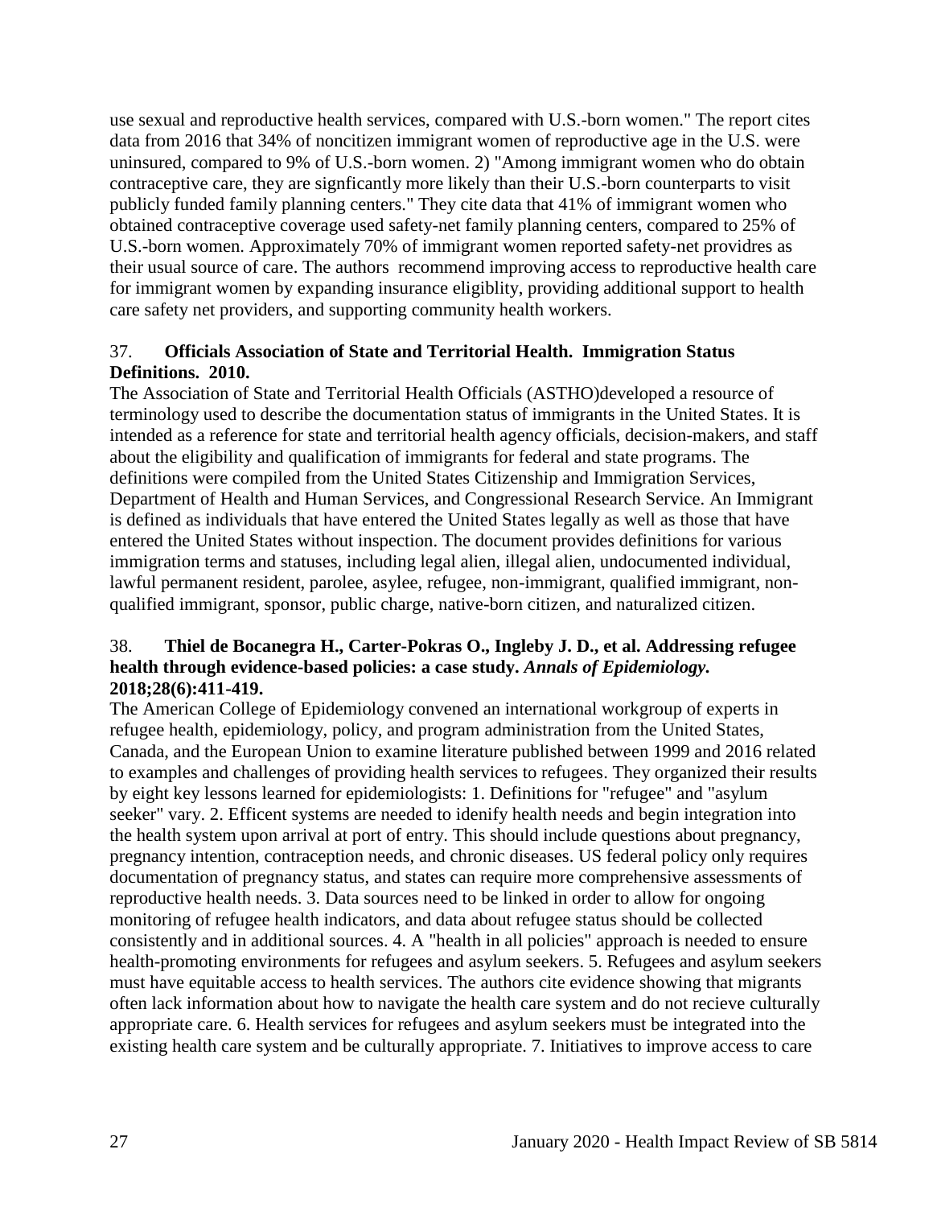use sexual and reproductive health services, compared with U.S.-born women." The report cites data from 2016 that 34% of noncitizen immigrant women of reproductive age in the U.S. were uninsured, compared to 9% of U.S.-born women. 2) "Among immigrant women who do obtain contraceptive care, they are signficantly more likely than their U.S.-born counterparts to visit publicly funded family planning centers." They cite data that 41% of immigrant women who obtained contraceptive coverage used safety-net family planning centers, compared to 25% of U.S.-born women. Approximately 70% of immigrant women reported safety-net providres as their usual source of care. The authors recommend improving access to reproductive health care for immigrant women by expanding insurance eligiblity, providing additional support to health care safety net providers, and supporting community health workers.

37. **Officials Association of State and Territorial Health. Immigration Status Definitions. 2010.**

The Association of State and Territorial Health Officials (ASTHO)developed a resource of terminology used to describe the documentation status of immigrants in the United States. It is intended as a reference for state and territorial health agency officials, decision-makers, and staff about the eligibility and qualification of immigrants for federal and state programs. The definitions were compiled from the United States Citizenship and Immigration Services, Department of Health and Human Services, and Congressional Research Service. An Immigrant is defined as individuals that have entered the United States legally as well as those that have entered the United States without inspection. The document provides definitions for various immigration terms and statuses, including legal alien, illegal alien, undocumented individual, lawful permanent resident, parolee, asylee, refugee, non-immigrant, qualified immigrant, non-qualified immigrant, sponsor, public charge, native-born citizen, and naturalized citizen.

38. **Thiel de Bocanegra H., Carter-Pokras O., Ingleby J. D., et al. Addressing refugee health through evidence-based policies: a case study. *Annals of Epidemiology.* 2018;28(6):411-419.**

The American College of Epidemiology convened an international workgroup of experts in refugee health, epidemiology, policy, and program administration from the United States, Canada, and the European Union to examine literature published between 1999 and 2016 related to examples and challenges of providing health services to refugees. They organized their results by eight key lessons learned for epidemiologists: 1. Definitions for "refugee" and "asylum seeker" vary. 2. Efficent systems are needed to idenify health needs and begin integration into the health system upon arrival at port of entry. This should include questions about pregnancy, pregnancy intention, contraception needs, and chronic diseases. US federal policy only requires documentation of pregnancy status, and states can require more comprehensive assessments of reproductive health needs. 3. Data sources need to be linked in order to allow for ongoing monitoring of refugee health indicators, and data about refugee status should be collected consistently and in additional sources. 4. A "health in all policies" approach is needed to ensure health-promoting environments for refugees and asylum seekers. 5. Refugees and asylum seekers must have equitable access to health services. The authors cite evidence showing that migrants often lack information about how to navigate the health care system and do not recieve culturally appropriate care. 6. Health services for refugees and asylum seekers must be integrated into the existing health care system and be culturally appropriate. 7. Initiatives to improve access to care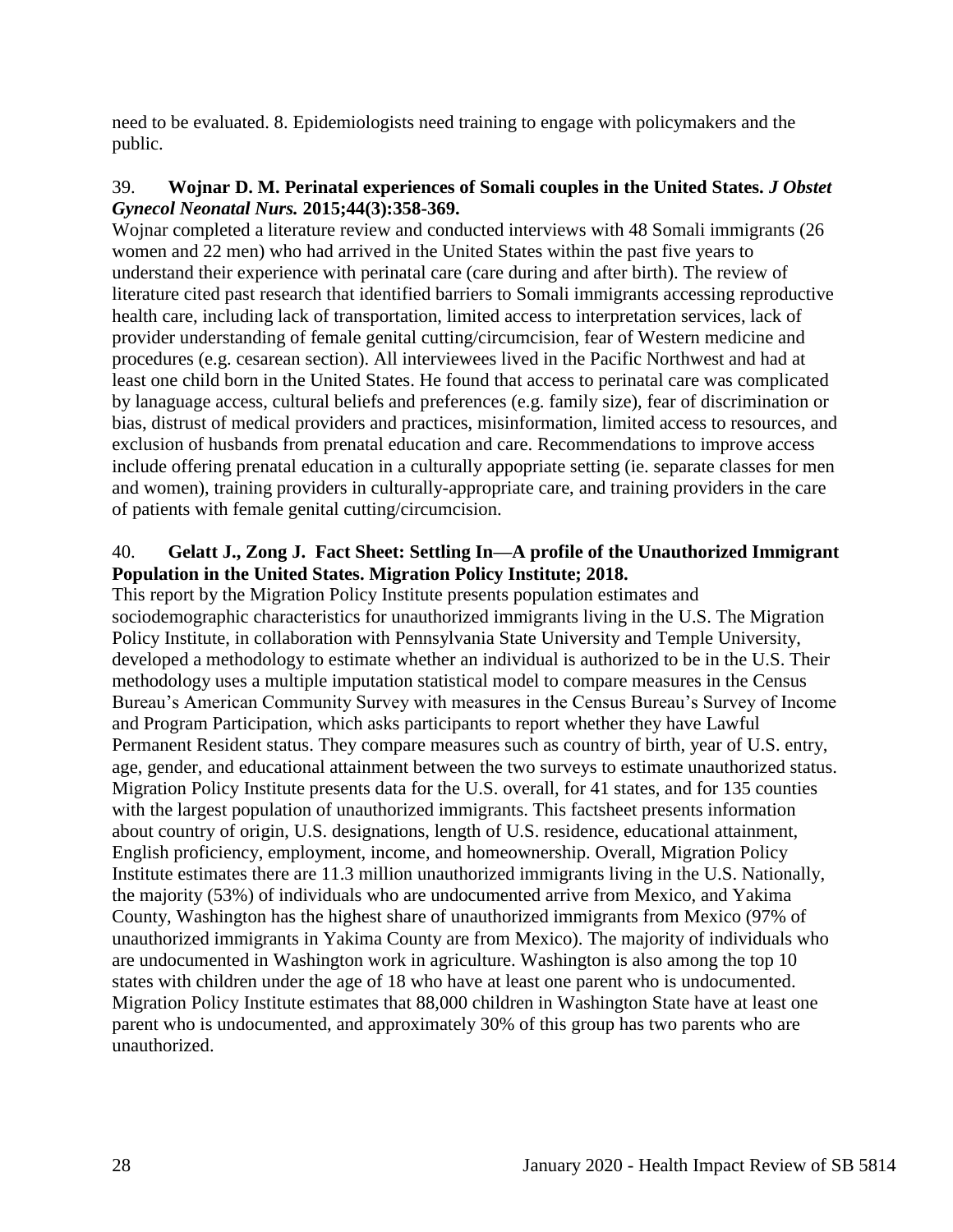need to be evaluated. 8. Epidemiologists need training to engage with policymakers and the public.

39. **Wojnar D. M. Perinatal experiences of Somali couples in the United States.** ***J Obstet Gynecol Neonatal Nurs.*** **2015;44(3):358-369.**
Wojnar completed a literature review and conducted interviews with 48 Somali immigrants (26 women and 22 men) who had arrived in the United States within the past five years to understand their experience with perinatal care (care during and after birth). The review of literature cited past research that identified barriers to Somali immigrants accessing reproductive health care, including lack of transportation, limited access to interpretation services, lack of provider understanding of female genital cutting/circumcision, fear of Western medicine and procedures (e.g. cesarean section). All interviewees lived in the Pacific Northwest and had at least one child born in the United States. He found that access to perinatal care was complicated by lanaguage access, cultural beliefs and preferences (e.g. family size), fear of discrimination or bias, distrust of medical providers and practices, misinformation, limited access to resources, and exclusion of husbands from prenatal education and care. Recommendations to improve access include offering prenatal education in a culturally appopriate setting (ie. separate classes for men and women), training providers in culturally-appropriate care, and training providers in the care of patients with female genital cutting/circumcision.

40. **Gelatt J., Zong J. Fact Sheet: Settling In—A profile of the Unauthorized Immigrant Population in the United States. Migration Policy Institute; 2018.**
This report by the Migration Policy Institute presents population estimates and sociodemographic characteristics for unauthorized immigrants living in the U.S. The Migration Policy Institute, in collaboration with Pennsylvania State University and Temple University, developed a methodology to estimate whether an individual is authorized to be in the U.S. Their methodology uses a multiple imputation statistical model to compare measures in the Census Bureau's American Community Survey with measures in the Census Bureau's Survey of Income and Program Participation, which asks participants to report whether they have Lawful Permanent Resident status. They compare measures such as country of birth, year of U.S. entry, age, gender, and educational attainment between the two surveys to estimate unauthorized status. Migration Policy Institute presents data for the U.S. overall, for 41 states, and for 135 counties with the largest population of unauthorized immigrants. This factsheet presents information about country of origin, U.S. designations, length of U.S. residence, educational attainment, English proficiency, employment, income, and homeownership. Overall, Migration Policy Institute estimates there are 11.3 million unauthorized immigrants living in the U.S. Nationally, the majority (53%) of individuals who are undocumented arrive from Mexico, and Yakima County, Washington has the highest share of unauthorized immigrants from Mexico (97% of unauthorized immigrants in Yakima County are from Mexico). The majority of individuals who are undocumented in Washington work in agriculture. Washington is also among the top 10 states with children under the age of 18 who have at least one parent who is undocumented. Migration Policy Institute estimates that 88,000 children in Washington State have at least one parent who is undocumented, and approximately 30% of this group has two parents who are unauthorized.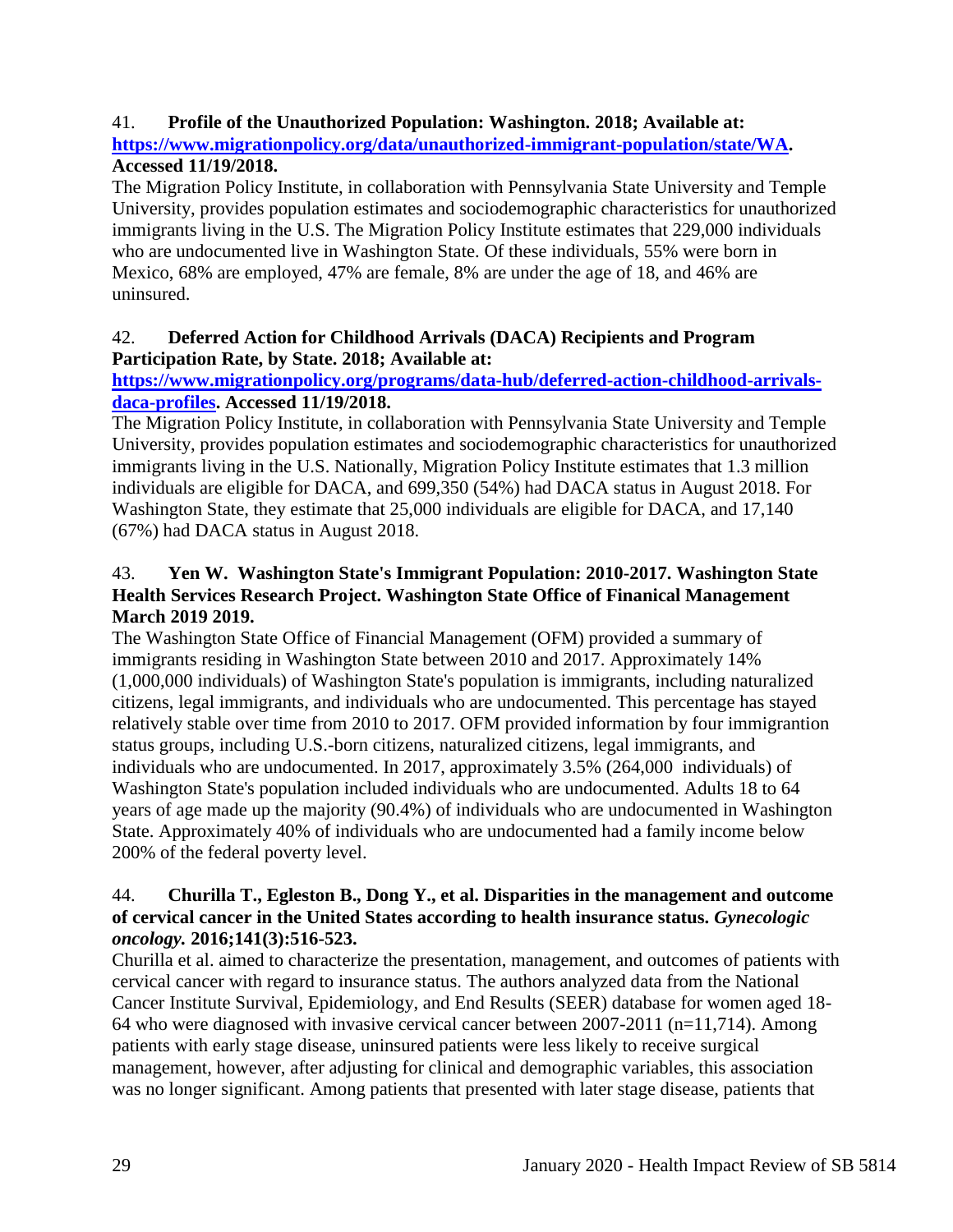41. **Profile of the Unauthorized Population: Washington. 2018; Available at: [https://www.migrationpolicy.org/data/unauthorized-immigrant-population/state/WA](https://www.migrationpolicy.org/data/unauthorized-immigrant-population/state/WA). Accessed 11/19/2018.**

The Migration Policy Institute, in collaboration with Pennsylvania State University and Temple University, provides population estimates and sociodemographic characteristics for unauthorized immigrants living in the U.S. The Migration Policy Institute estimates that 229,000 individuals who are undocumented live in Washington State. Of these individuals, 55% were born in Mexico, 68% are employed, 47% are female, 8% are under the age of 18, and 46% are uninsured.

42. **Deferred Action for Childhood Arrivals (DACA) Recipients and Program Participation Rate, by State. 2018; Available at: [https://www.migrationpolicy.org/programs/data-hub/deferred-action-childhood-arrivals-daca-profiles](https://www.migrationpolicy.org/programs/data-hub/deferred-action-childhood-arrivals-daca-profiles). Accessed 11/19/2018.**

The Migration Policy Institute, in collaboration with Pennsylvania State University and Temple University, provides population estimates and sociodemographic characteristics for unauthorized immigrants living in the U.S. Nationally, Migration Policy Institute estimates that 1.3 million individuals are eligible for DACA, and 699,350 (54%) had DACA status in August 2018. For Washington State, they estimate that 25,000 individuals are eligible for DACA, and 17,140 (67%) had DACA status in August 2018.

43. **Yen W. Washington State's Immigrant Population: 2010-2017. Washington State Health Services Research Project. Washington State Office of Finanical Management March 2019 2019.**

The Washington State Office of Financial Management (OFM) provided a summary of immigrants residing in Washington State between 2010 and 2017. Approximately 14% (1,000,000 individuals) of Washington State's population is immigrants, including naturalized citizens, legal immigrants, and individuals who are undocumented. This percentage has stayed relatively stable over time from 2010 to 2017. OFM provided information by four immigrantion status groups, including U.S.-born citizens, naturalized citizens, legal immigrants, and individuals who are undocumented. In 2017, approximately 3.5% (264,000 individuals) of Washington State's population included individuals who are undocumented. Adults 18 to 64 years of age made up the majority (90.4%) of individuals who are undocumented in Washington State. Approximately 40% of individuals who are undocumented had a family income below 200% of the federal poverty level.

44. **Churilla T., Egleston B., Dong Y., et al. Disparities in the management and outcome of cervical cancer in the United States according to health insurance status. *Gynecologic oncology.* 2016;141(3):516-523.**

Churilla et al. aimed to characterize the presentation, management, and outcomes of patients with cervical cancer with regard to insurance status. The authors analyzed data from the National Cancer Institute Survival, Epidemiology, and End Results (SEER) database for women aged 18-64 who were diagnosed with invasive cervical cancer between 2007-2011 (n=11,714). Among patients with early stage disease, uninsured patients were less likely to receive surgical management, however, after adjusting for clinical and demographic variables, this association was no longer significant. Among patients that presented with later stage disease, patients that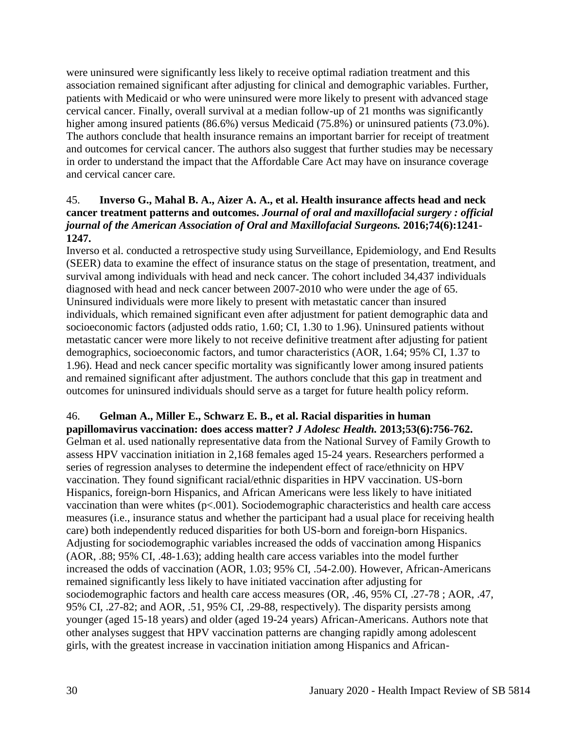were uninsured were significantly less likely to receive optimal radiation treatment and this association remained significant after adjusting for clinical and demographic variables. Further, patients with Medicaid or who were uninsured were more likely to present with advanced stage cervical cancer. Finally, overall survival at a median follow-up of 21 months was significantly higher among insured patients (86.6%) versus Medicaid (75.8%) or uninsured patients (73.0%). The authors conclude that health insurance remains an important barrier for receipt of treatment and outcomes for cervical cancer. The authors also suggest that further studies may be necessary in order to understand the impact that the Affordable Care Act may have on insurance coverage and cervical cancer care.

45. **Inverso G., Mahal B. A., Aizer A. A., et al. Health insurance affects head and neck cancer treatment patterns and outcomes.** ***Journal of oral and maxillofacial surgery : official journal of the American Association of Oral and Maxillofacial Surgeons.*** **2016;74(6):1241-1247.**
Inverso et al. conducted a retrospective study using Surveillance, Epidemiology, and End Results (SEER) data to examine the effect of insurance status on the stage of presentation, treatment, and survival among individuals with head and neck cancer. The cohort included 34,437 individuals diagnosed with head and neck cancer between 2007-2010 who were under the age of 65. Uninsured individuals were more likely to present with metastatic cancer than insured individuals, which remained significant even after adjustment for patient demographic data and socioeconomic factors (adjusted odds ratio, 1.60; CI, 1.30 to 1.96). Uninsured patients without metastatic cancer were more likely to not receive definitive treatment after adjusting for patient demographics, socioeconomic factors, and tumor characteristics (AOR, 1.64; 95% CI, 1.37 to 1.96). Head and neck cancer specific mortality was significantly lower among insured patients and remained significant after adjustment. The authors conclude that this gap in treatment and outcomes for uninsured individuals should serve as a target for future health policy reform.

46. **Gelman A., Miller E., Schwarz E. B., et al. Racial disparities in human papillomavirus vaccination: does access matter?** ***J Adolesc Health.*** **2013;53(6):756-762.**
Gelman et al. used nationally representative data from the National Survey of Family Growth to assess HPV vaccination initiation in 2,168 females aged 15-24 years. Researchers performed a series of regression analyses to determine the independent effect of race/ethnicity on HPV vaccination. They found significant racial/ethnic disparities in HPV vaccination. US-born Hispanics, foreign-born Hispanics, and African Americans were less likely to have initiated vaccination than were whites ($p<.001$). Sociodemographic characteristics and health care access measures (i.e., insurance status and whether the participant had a usual place for receiving health care) both independently reduced disparities for both US-born and foreign-born Hispanics. Adjusting for sociodemographic variables increased the odds of vaccination among Hispanics (AOR, .88; 95% CI, .48-1.63); adding health care access variables into the model further increased the odds of vaccination (AOR, 1.03; 95% CI, .54-2.00). However, African-Americans remained significantly less likely to have initiated vaccination after adjusting for sociodemographic factors and health care access measures (OR, .46, 95% CI, .27-78 ; AOR, .47, 95% CI, .27-82; and AOR, .51, 95% CI, .29-88, respectively). The disparity persists among younger (aged 15-18 years) and older (aged 19-24 years) African-Americans. Authors note that other analyses suggest that HPV vaccination patterns are changing rapidly among adolescent girls, with the greatest increase in vaccination initiation among Hispanics and African-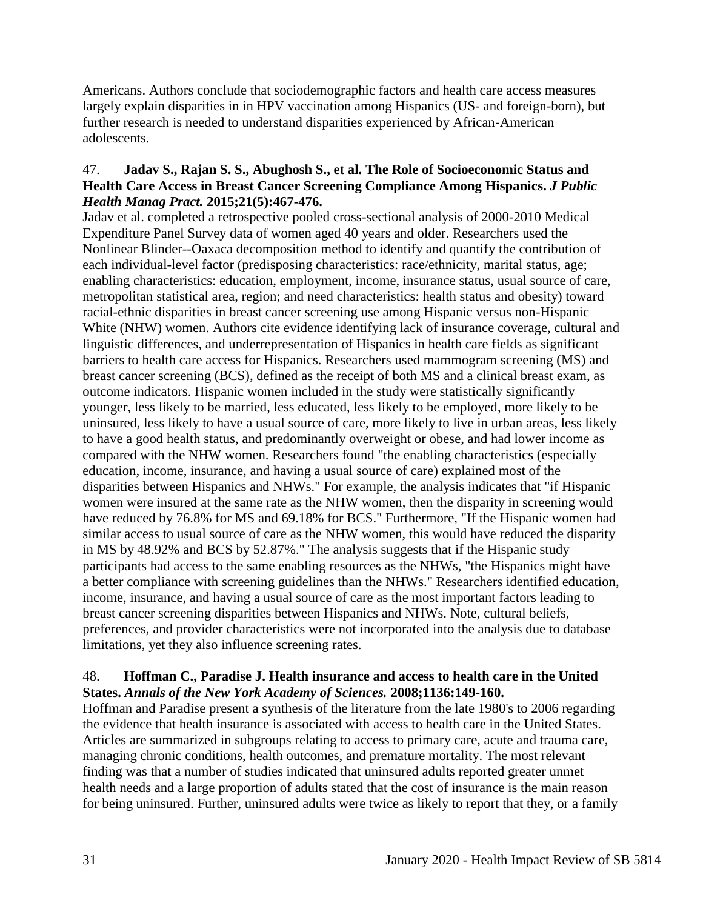Americans. Authors conclude that sociodemographic factors and health care access measures largely explain disparities in in HPV vaccination among Hispanics (US- and foreign-born), but further research is needed to understand disparities experienced by African-American adolescents.

47. **Jadav S., Rajan S. S., Abughosh S., et al. The Role of Socioeconomic Status and Health Care Access in Breast Cancer Screening Compliance Among Hispanics.** ***J Public Health Manag Pract.*** **2015;21(5):467-476.**

Jadav et al. completed a retrospective pooled cross-sectional analysis of 2000-2010 Medical Expenditure Panel Survey data of women aged 40 years and older. Researchers used the Nonlinear Blinder--Oaxaca decomposition method to identify and quantify the contribution of each individual-level factor (predisposing characteristics: race/ethnicity, marital status, age; enabling characteristics: education, employment, income, insurance status, usual source of care, metropolitan statistical area, region; and need characteristics: health status and obesity) toward racial-ethnic disparities in breast cancer screening use among Hispanic versus non-Hispanic White (NHW) women. Authors cite evidence identifying lack of insurance coverage, cultural and linguistic differences, and underrepresentation of Hispanics in health care fields as significant barriers to health care access for Hispanics. Researchers used mammogram screening (MS) and breast cancer screening (BCS), defined as the receipt of both MS and a clinical breast exam, as outcome indicators. Hispanic women included in the study were statistically significantly younger, less likely to be married, less educated, less likely to be employed, more likely to be uninsured, less likely to have a usual source of care, more likely to live in urban areas, less likely to have a good health status, and predominantly overweight or obese, and had lower income as compared with the NHW women. Researchers found "the enabling characteristics (especially education, income, insurance, and having a usual source of care) explained most of the disparities between Hispanics and NHWs." For example, the analysis indicates that "if Hispanic women were insured at the same rate as the NHW women, then the disparity in screening would have reduced by 76.8% for MS and 69.18% for BCS." Furthermore, "If the Hispanic women had similar access to usual source of care as the NHW women, this would have reduced the disparity in MS by 48.92% and BCS by 52.87%." The analysis suggests that if the Hispanic study participants had access to the same enabling resources as the NHWs, "the Hispanics might have a better compliance with screening guidelines than the NHWs." Researchers identified education, income, insurance, and having a usual source of care as the most important factors leading to breast cancer screening disparities between Hispanics and NHWs. Note, cultural beliefs, preferences, and provider characteristics were not incorporated into the analysis due to database limitations, yet they also influence screening rates.

48. **Hoffman C., Paradise J. Health insurance and access to health care in the United States.** ***Annals of the New York Academy of Sciences.*** **2008;1136:149-160.**

Hoffman and Paradise present a synthesis of the literature from the late 1980's to 2006 regarding the evidence that health insurance is associated with access to health care in the United States. Articles are summarized in subgroups relating to access to primary care, acute and trauma care, managing chronic conditions, health outcomes, and premature mortality. The most relevant finding was that a number of studies indicated that uninsured adults reported greater unmet health needs and a large proportion of adults stated that the cost of insurance is the main reason for being uninsured. Further, uninsured adults were twice as likely to report that they, or a family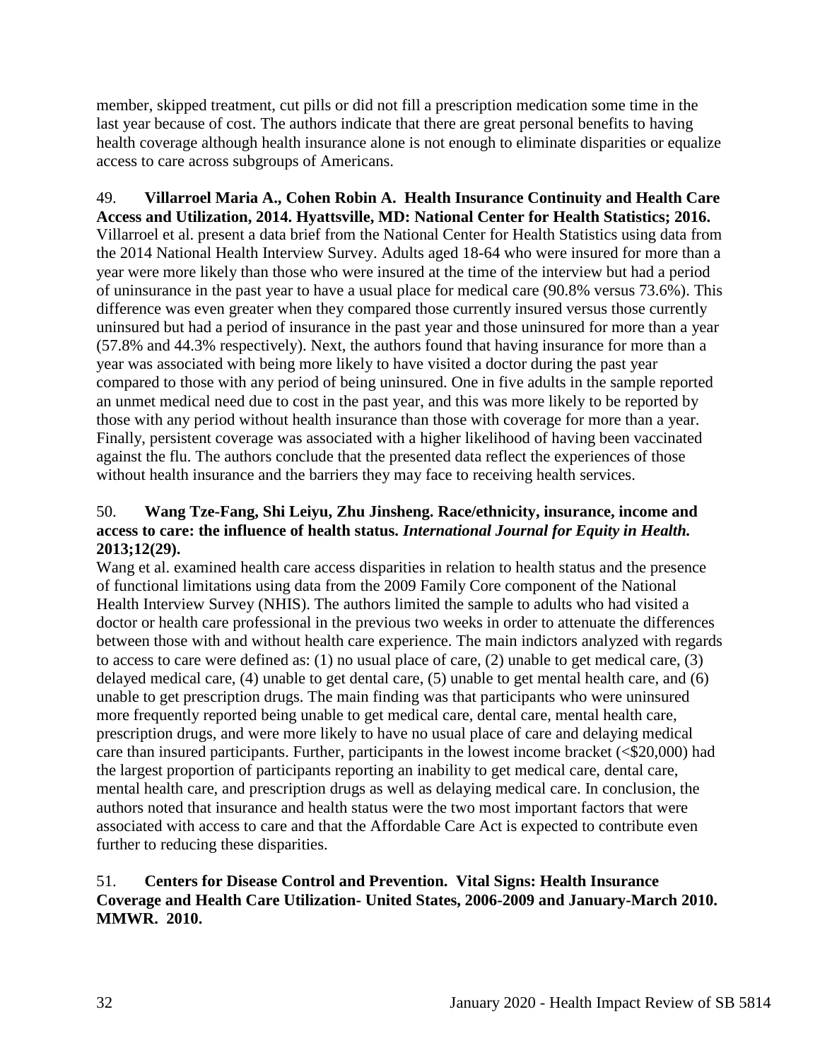member, skipped treatment, cut pills or did not fill a prescription medication some time in the last year because of cost. The authors indicate that there are great personal benefits to having health coverage although health insurance alone is not enough to eliminate disparities or equalize access to care across subgroups of Americans.

49. **Villarroel Maria A., Cohen Robin A. Health Insurance Continuity and Health Care Access and Utilization, 2014. Hyattsville, MD: National Center for Health Statistics; 2016.**
Villarroel et al. present a data brief from the National Center for Health Statistics using data from the 2014 National Health Interview Survey. Adults aged 18-64 who were insured for more than a year were more likely than those who were insured at the time of the interview but had a period of uninsurance in the past year to have a usual place for medical care (90.8% versus 73.6%). This difference was even greater when they compared those currently insured versus those currently uninsured but had a period of insurance in the past year and those uninsured for more than a year (57.8% and 44.3% respectively). Next, the authors found that having insurance for more than a year was associated with being more likely to have visited a doctor during the past year compared to those with any period of being uninsured. One in five adults in the sample reported an unmet medical need due to cost in the past year, and this was more likely to be reported by those with any period without health insurance than those with coverage for more than a year. Finally, persistent coverage was associated with a higher likelihood of having been vaccinated against the flu. The authors conclude that the presented data reflect the experiences of those without health insurance and the barriers they may face to receiving health services.

50. **Wang Tze-Fang, Shi Leiyu, Zhu Jinsheng. Race/ethnicity, insurance, income and access to care: the influence of health status.** ***International Journal for Equity in Health.*** **2013;12(29).**
Wang et al. examined health care access disparities in relation to health status and the presence of functional limitations using data from the 2009 Family Core component of the National Health Interview Survey (NHIS). The authors limited the sample to adults who had visited a doctor or health care professional in the previous two weeks in order to attenuate the differences between those with and without health care experience. The main indictors analyzed with regards to access to care were defined as: (1) no usual place of care, (2) unable to get medical care, (3) delayed medical care, (4) unable to get dental care, (5) unable to get mental health care, and (6) unable to get prescription drugs. The main finding was that participants who were uninsured more frequently reported being unable to get medical care, dental care, mental health care, prescription drugs, and were more likely to have no usual place of care and delaying medical care than insured participants. Further, participants in the lowest income bracket (<$20,000) had the largest proportion of participants reporting an inability to get medical care, dental care, mental health care, and prescription drugs as well as delaying medical care. In conclusion, the authors noted that insurance and health status were the two most important factors that were associated with access to care and that the Affordable Care Act is expected to contribute even further to reducing these disparities.

51. **Centers for Disease Control and Prevention. Vital Signs: Health Insurance Coverage and Health Care Utilization- United States, 2006-2009 and January-March 2010. MMWR. 2010.**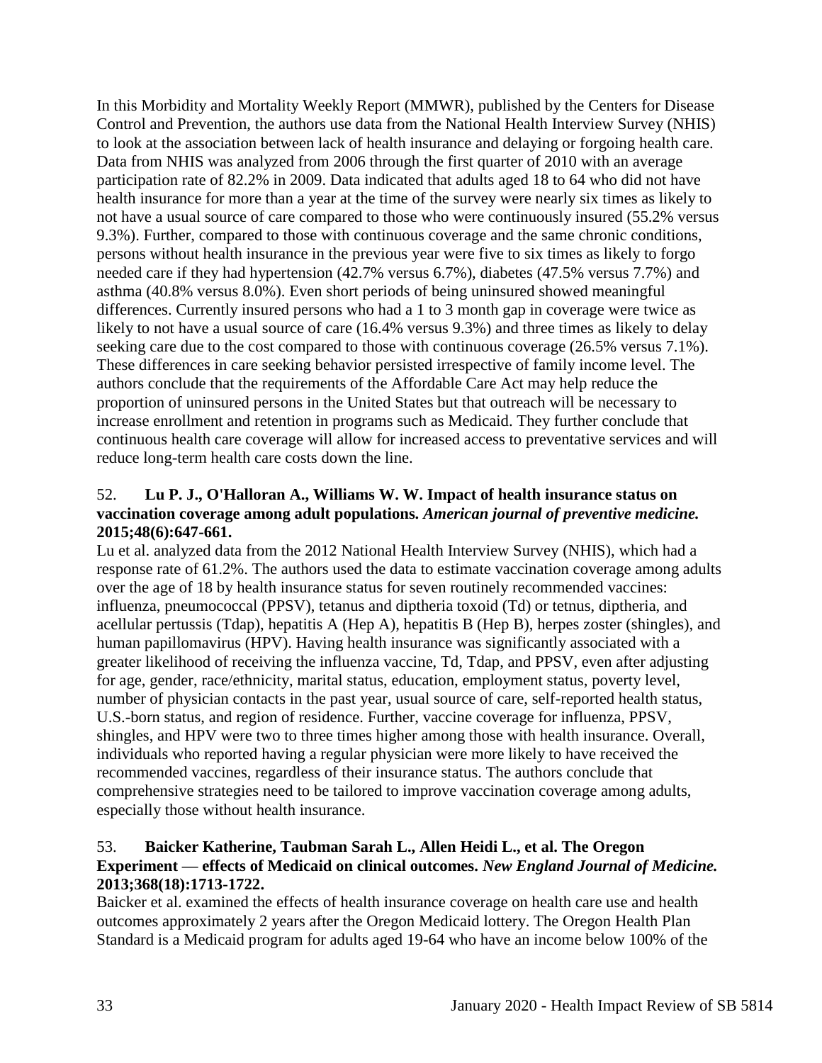In this Morbidity and Mortality Weekly Report (MMWR), published by the Centers for Disease Control and Prevention, the authors use data from the National Health Interview Survey (NHIS) to look at the association between lack of health insurance and delaying or forgoing health care. Data from NHIS was analyzed from 2006 through the first quarter of 2010 with an average participation rate of 82.2% in 2009. Data indicated that adults aged 18 to 64 who did not have health insurance for more than a year at the time of the survey were nearly six times as likely to not have a usual source of care compared to those who were continuously insured (55.2% versus 9.3%). Further, compared to those with continuous coverage and the same chronic conditions, persons without health insurance in the previous year were five to six times as likely to forgo needed care if they had hypertension (42.7% versus 6.7%), diabetes (47.5% versus 7.7%) and asthma (40.8% versus 8.0%). Even short periods of being uninsured showed meaningful differences. Currently insured persons who had a 1 to 3 month gap in coverage were twice as likely to not have a usual source of care (16.4% versus 9.3%) and three times as likely to delay seeking care due to the cost compared to those with continuous coverage (26.5% versus 7.1%). These differences in care seeking behavior persisted irrespective of family income level. The authors conclude that the requirements of the Affordable Care Act may help reduce the proportion of uninsured persons in the United States but that outreach will be necessary to increase enrollment and retention in programs such as Medicaid. They further conclude that continuous health care coverage will allow for increased access to preventative services and will reduce long-term health care costs down the line.

52. **Lu P. J., O'Halloran A., Williams W. W. Impact of health insurance status on vaccination coverage among adult populations.** ***American journal of preventive medicine.*** **2015;48(6):647-661.**

Lu et al. analyzed data from the 2012 National Health Interview Survey (NHIS), which had a response rate of 61.2%. The authors used the data to estimate vaccination coverage among adults over the age of 18 by health insurance status for seven routinely recommended vaccines: influenza, pneumococcal (PPSV), tetanus and diptheria toxoid (Td) or tetnus, diptheria, and acellular pertussis (Tdap), hepatitis A (Hep A), hepatitis B (Hep B), herpes zoster (shingles), and human papillomavirus (HPV). Having health insurance was significantly associated with a greater likelihood of receiving the influenza vaccine, Td, Tdap, and PPSV, even after adjusting for age, gender, race/ethnicity, marital status, education, employment status, poverty level, number of physician contacts in the past year, usual source of care, self-reported health status, U.S.-born status, and region of residence. Further, vaccine coverage for influenza, PPSV, shingles, and HPV were two to three times higher among those with health insurance. Overall, individuals who reported having a regular physician were more likely to have received the recommended vaccines, regardless of their insurance status. The authors conclude that comprehensive strategies need to be tailored to improve vaccination coverage among adults, especially those without health insurance.

53. **Baicker Katherine, Taubman Sarah L., Allen Heidi L., et al. The Oregon Experiment — effects of Medicaid on clinical outcomes.** ***New England Journal of Medicine.*** **2013;368(18):1713-1722.**

Baicker et al. examined the effects of health insurance coverage on health care use and health outcomes approximately 2 years after the Oregon Medicaid lottery. The Oregon Health Plan Standard is a Medicaid program for adults aged 19-64 who have an income below 100% of the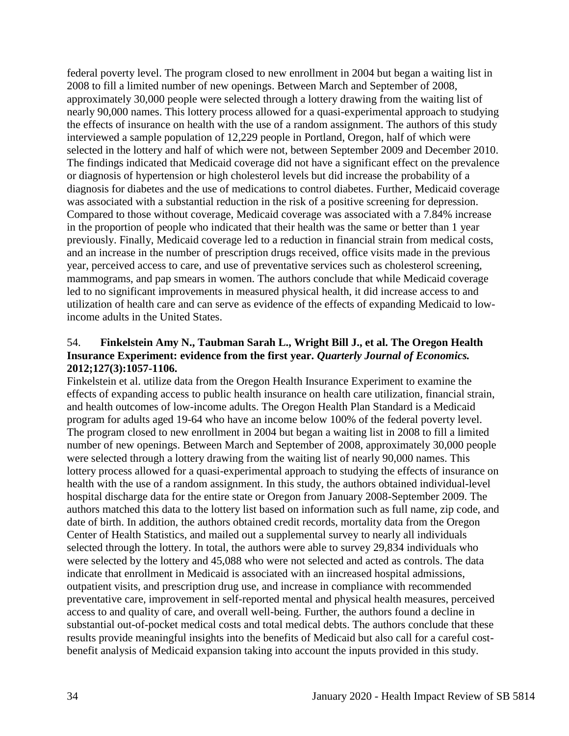federal poverty level. The program closed to new enrollment in 2004 but began a waiting list in 2008 to fill a limited number of new openings. Between March and September of 2008, approximately 30,000 people were selected through a lottery drawing from the waiting list of nearly 90,000 names. This lottery process allowed for a quasi-experimental approach to studying the effects of insurance on health with the use of a random assignment. The authors of this study interviewed a sample population of 12,229 people in Portland, Oregon, half of which were selected in the lottery and half of which were not, between September 2009 and December 2010. The findings indicated that Medicaid coverage did not have a significant effect on the prevalence or diagnosis of hypertension or high cholesterol levels but did increase the probability of a diagnosis for diabetes and the use of medications to control diabetes. Further, Medicaid coverage was associated with a substantial reduction in the risk of a positive screening for depression. Compared to those without coverage, Medicaid coverage was associated with a 7.84% increase in the proportion of people who indicated that their health was the same or better than 1 year previously. Finally, Medicaid coverage led to a reduction in financial strain from medical costs, and an increase in the number of prescription drugs received, office visits made in the previous year, perceived access to care, and use of preventative services such as cholesterol screening, mammograms, and pap smears in women. The authors conclude that while Medicaid coverage led to no significant improvements in measured physical health, it did increase access to and utilization of health care and can serve as evidence of the effects of expanding Medicaid to low-income adults in the United States.

54. **Finkelstein Amy N., Taubman Sarah L., Wright Bill J., et al. The Oregon Health Insurance Experiment: evidence from the first year.** ***Quarterly Journal of Economics.*** **2012;127(3):1057-1106.**

Finkelstein et al. utilize data from the Oregon Health Insurance Experiment to examine the effects of expanding access to public health insurance on health care utilization, financial strain, and health outcomes of low-income adults. The Oregon Health Plan Standard is a Medicaid program for adults aged 19-64 who have an income below 100% of the federal poverty level. The program closed to new enrollment in 2004 but began a waiting list in 2008 to fill a limited number of new openings. Between March and September of 2008, approximately 30,000 people were selected through a lottery drawing from the waiting list of nearly 90,000 names. This lottery process allowed for a quasi-experimental approach to studying the effects of insurance on health with the use of a random assignment. In this study, the authors obtained individual-level hospital discharge data for the entire state or Oregon from January 2008-September 2009. The authors matched this data to the lottery list based on information such as full name, zip code, and date of birth. In addition, the authors obtained credit records, mortality data from the Oregon Center of Health Statistics, and mailed out a supplemental survey to nearly all individuals selected through the lottery. In total, the authors were able to survey 29,834 individuals who were selected by the lottery and 45,088 who were not selected and acted as controls. The data indicate that enrollment in Medicaid is associated with an iincreased hospital admissions, outpatient visits, and prescription drug use, and increase in compliance with recommended preventative care, improvement in self-reported mental and physical health measures, perceived access to and quality of care, and overall well-being. Further, the authors found a decline in substantial out-of-pocket medical costs and total medical debts. The authors conclude that these results provide meaningful insights into the benefits of Medicaid but also call for a careful cost-benefit analysis of Medicaid expansion taking into account the inputs provided in this study.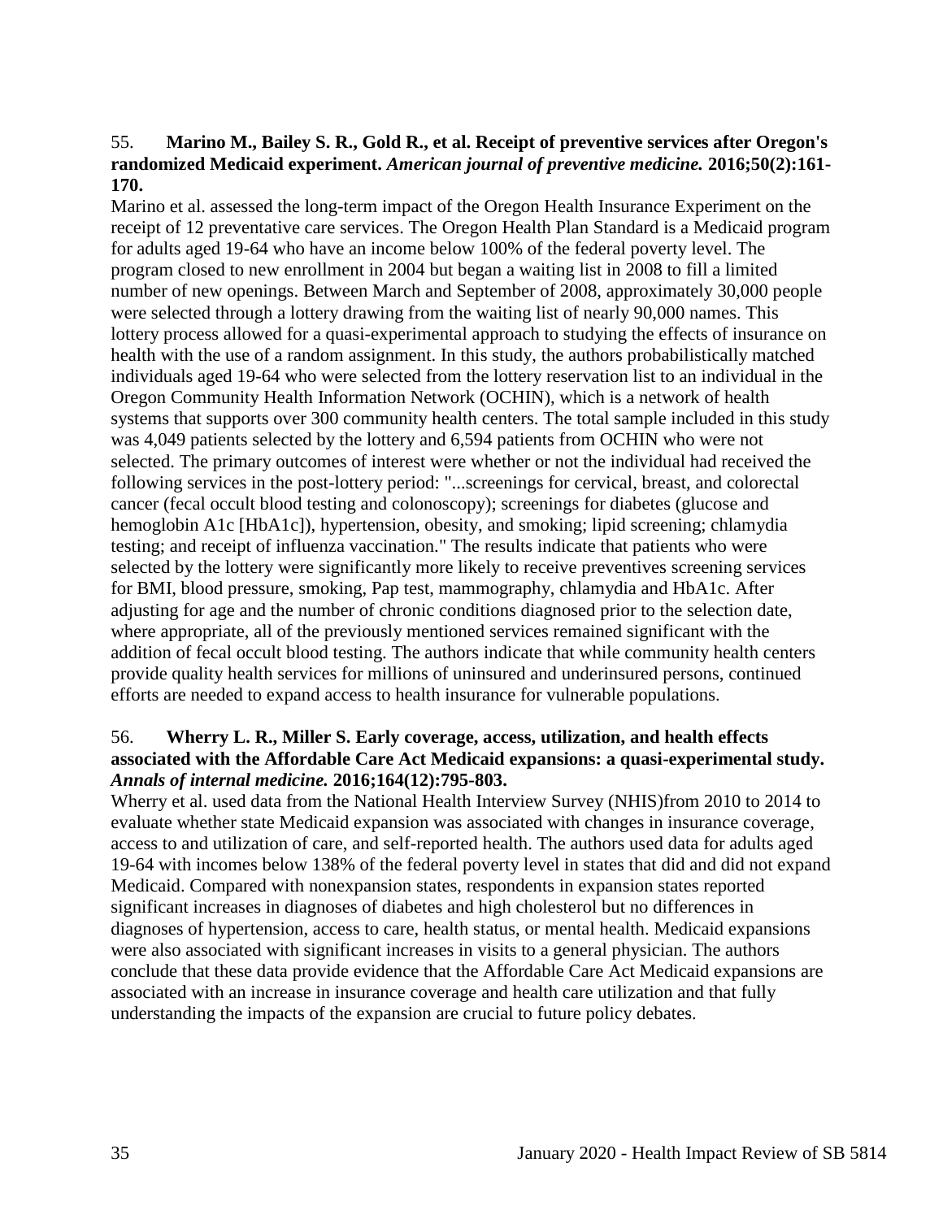55. **Marino M., Bailey S. R., Gold R., et al. Receipt of preventive services after Oregon's randomized Medicaid experiment.** ***American journal of preventive medicine.*** **2016;50(2):161-170.**

Marino et al. assessed the long-term impact of the Oregon Health Insurance Experiment on the receipt of 12 preventative care services. The Oregon Health Plan Standard is a Medicaid program for adults aged 19-64 who have an income below 100% of the federal poverty level. The program closed to new enrollment in 2004 but began a waiting list in 2008 to fill a limited number of new openings. Between March and September of 2008, approximately 30,000 people were selected through a lottery drawing from the waiting list of nearly 90,000 names. This lottery process allowed for a quasi-experimental approach to studying the effects of insurance on health with the use of a random assignment. In this study, the authors probabilistically matched individuals aged 19-64 who were selected from the lottery reservation list to an individual in the Oregon Community Health Information Network (OCHIN), which is a network of health systems that supports over 300 community health centers. The total sample included in this study was 4,049 patients selected by the lottery and 6,594 patients from OCHIN who were not selected. The primary outcomes of interest were whether or not the individual had received the following services in the post-lottery period: "...screenings for cervical, breast, and colorectal cancer (fecal occult blood testing and colonoscopy); screenings for diabetes (glucose and hemoglobin A1c [HbA1c]), hypertension, obesity, and smoking; lipid screening; chlamydia testing; and receipt of influenza vaccination." The results indicate that patients who were selected by the lottery were significantly more likely to receive preventives screening services for BMI, blood pressure, smoking, Pap test, mammography, chlamydia and HbA1c. After adjusting for age and the number of chronic conditions diagnosed prior to the selection date, where appropriate, all of the previously mentioned services remained significant with the addition of fecal occult blood testing. The authors indicate that while community health centers provide quality health services for millions of uninsured and underinsured persons, continued efforts are needed to expand access to health insurance for vulnerable populations.

56. **Wherry L. R., Miller S. Early coverage, access, utilization, and health effects associated with the Affordable Care Act Medicaid expansions: a quasi-experimental study.** ***Annals of internal medicine.*** **2016;164(12):795-803.**

Wherry et al. used data from the National Health Interview Survey (NHIS)from 2010 to 2014 to evaluate whether state Medicaid expansion was associated with changes in insurance coverage, access to and utilization of care, and self-reported health. The authors used data for adults aged 19-64 with incomes below 138% of the federal poverty level in states that did and did not expand Medicaid. Compared with nonexpansion states, respondents in expansion states reported significant increases in diagnoses of diabetes and high cholesterol but no differences in diagnoses of hypertension, access to care, health status, or mental health. Medicaid expansions were also associated with significant increases in visits to a general physician. The authors conclude that these data provide evidence that the Affordable Care Act Medicaid expansions are associated with an increase in insurance coverage and health care utilization and that fully understanding the impacts of the expansion are crucial to future policy debates.